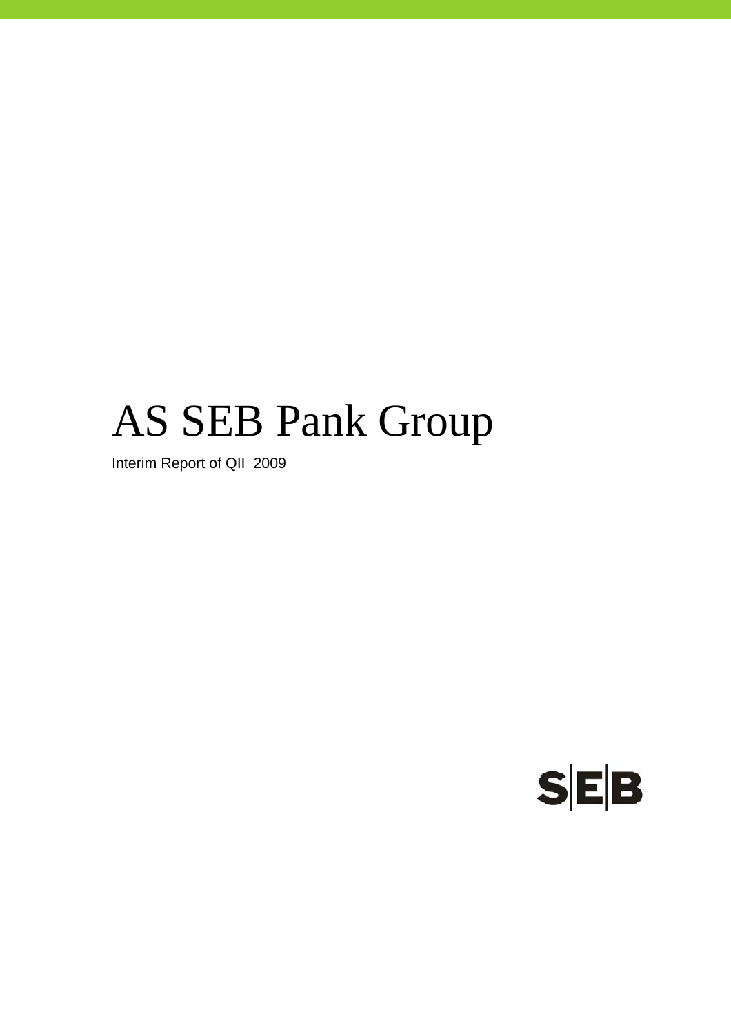# AS SEB Pank Group

Interim Report of QII 2009

SEB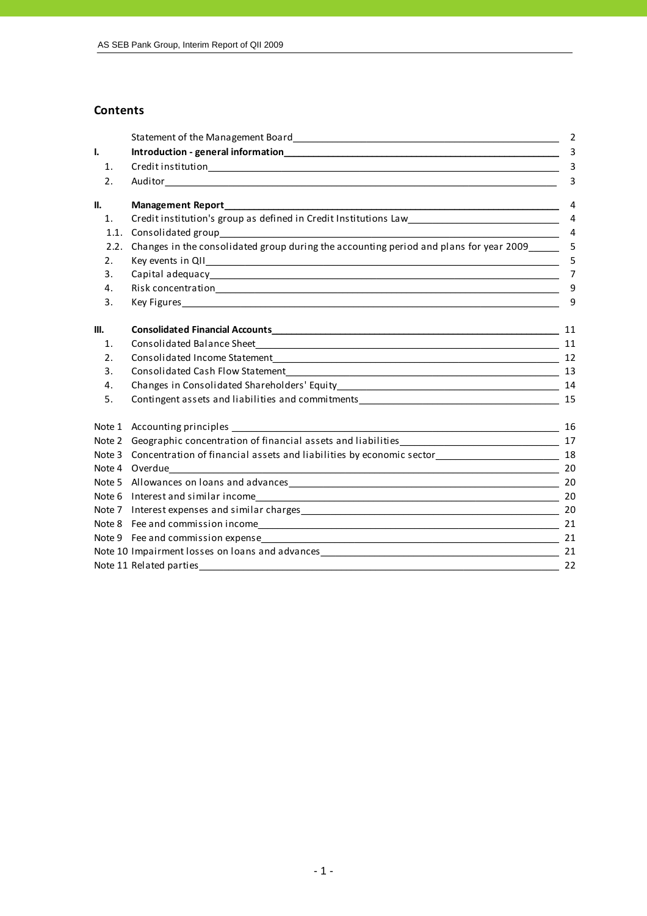## Contents

| | | |
|---|---|---|
| | Statement of the Management Board | 2 |
| **I.** | **Introduction - general information** | 3 |
| 1. | Credit institution | 3 |
| 2. | Auditor | 3 |
| **II.** | **Management Report** | 4 |
| 1. | Credit institution's group as defined in Credit Institutions Law | 4 |
| 1.1. | Consolidated group | 4 |
| 2.2. | Changes in the consolidated group during the accounting period and plans for year 2009 | 5 |
| 2. | Key events in QII | 5 |
| 3. | Capital adequacy | 7 |
| 4. | Risk concentration | 9 |
| 3. | Key Figures | 9 |
| **III.** | **Consolidated Financial Accounts** | 11 |
| 1. | Consolidated Balance Sheet | 11 |
| 2. | Consolidated Income Statement | 12 |
| 3. | Consolidated Cash Flow Statement | 13 |
| 4. | Changes in Consolidated Shareholders' Equity | 14 |
| 5. | Contingent assets and liabilities and commitments | 15 |
| Note 1 | Accounting principles | 16 |
| Note 2 | Geographic concentration of financial assets and liabilities | 17 |
| Note 3 | Concentration of financial assets and liabilities by economic sector | 18 |
| Note 4 | Overdue | 20 |
| Note 5 | Allowances on loans and advances | 20 |
| Note 6 | Interest and similar income | 20 |
| Note 7 | Interest expenses and similar charges | 20 |
| Note 8 | Fee and commission income | 21 |
| Note 9 | Fee and commission expense | 21 |
| Note 10 | Impairment losses on loans and advances | 21 |
| Note 11 | Related parties | 22 |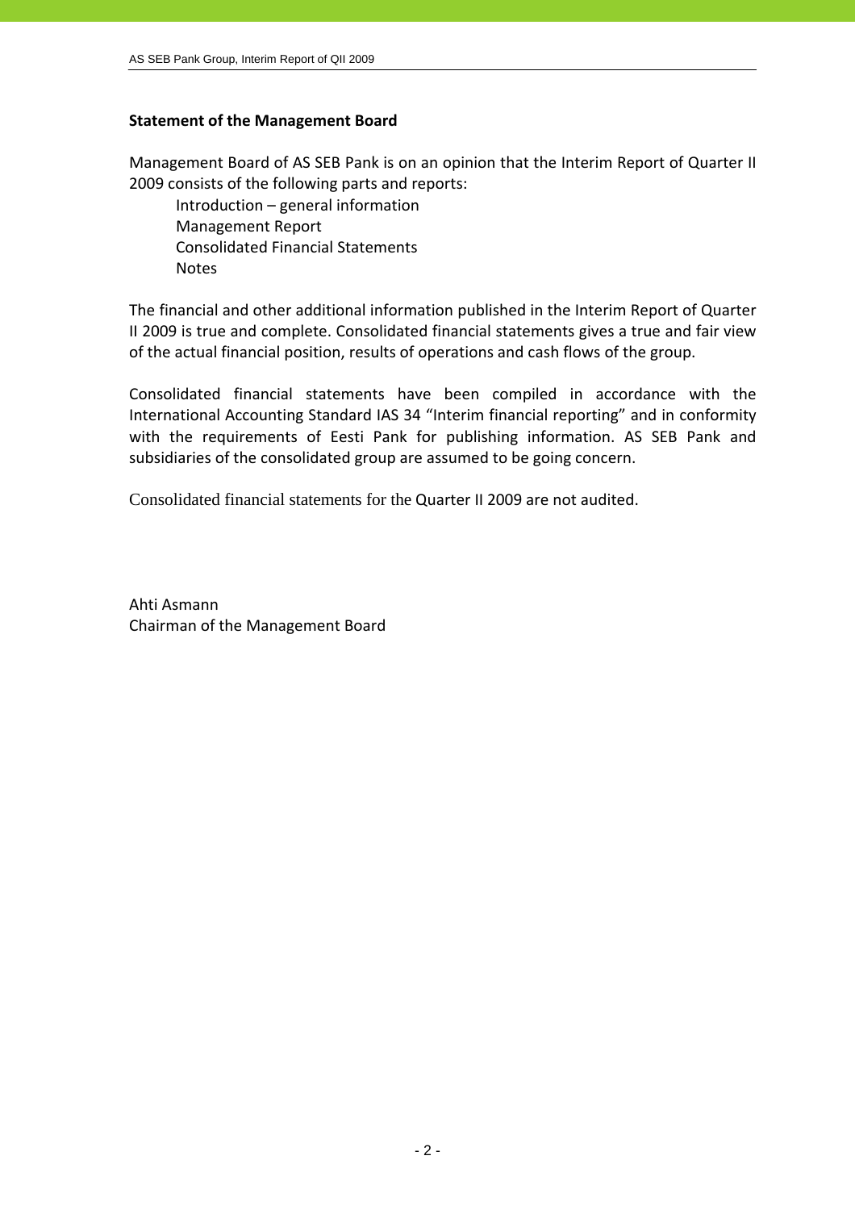**Statement of the Management Board**

Management Board of AS SEB Pank is on an opinion that the Interim Report of Quarter II 2009 consists of the following parts and reports:

- Introduction – general information
- Management Report
- Consolidated Financial Statements
- Notes

The financial and other additional information published in the Interim Report of Quarter II 2009 is true and complete. Consolidated financial statements gives a true and fair view of the actual financial position, results of operations and cash flows of the group.

Consolidated financial statements have been compiled in accordance with the International Accounting Standard IAS 34 "Interim financial reporting" and in conformity with the requirements of Eesti Pank for publishing information. AS SEB Pank and subsidiaries of the consolidated group are assumed to be going concern.

Consolidated financial statements for the Quarter II 2009 are not audited.

Ahti Asmann
Chairman of the Management Board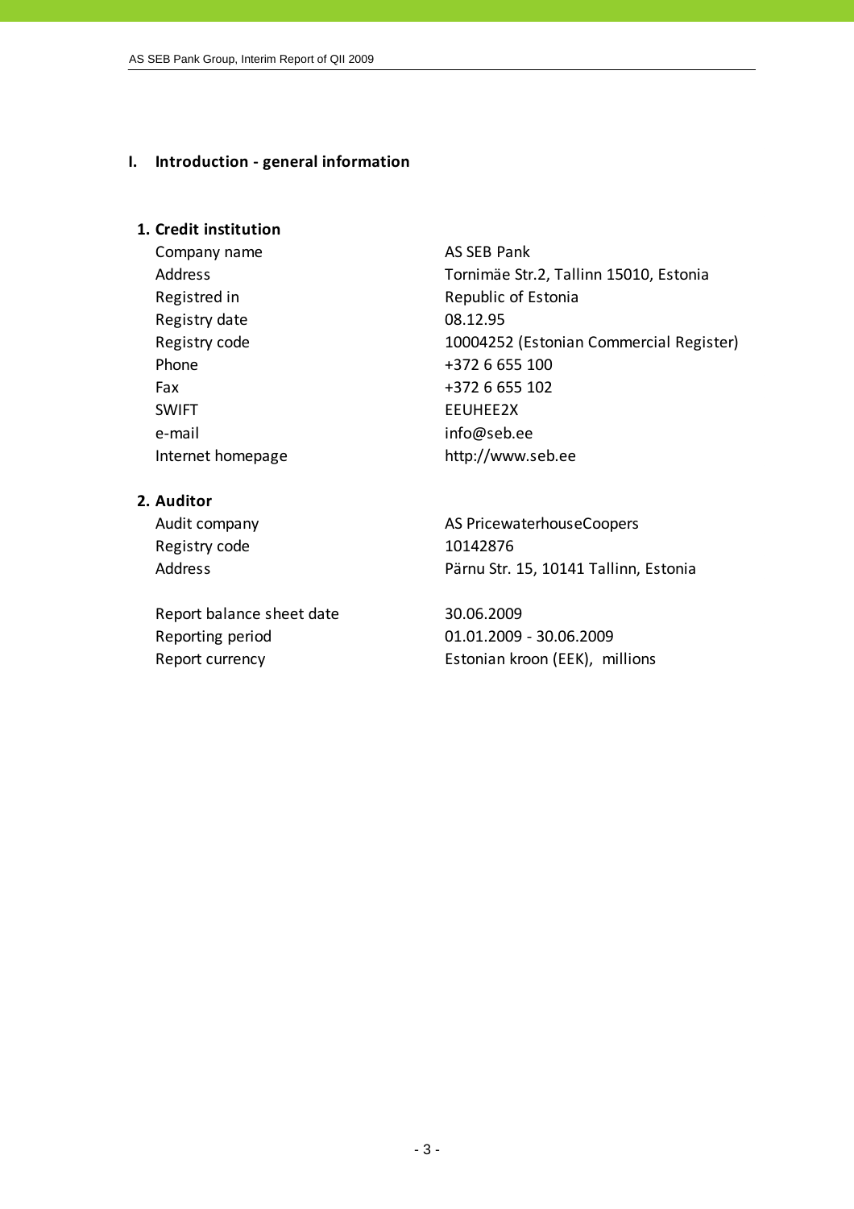# I. Introduction - general information

## 1. Credit institution

| | |
|---|---|
| Company name | AS SEB Pank |
| Address | Tornimäe Str.2, Tallinn 15010, Estonia |
| Registred in | Republic of Estonia |
| Registry date | 08.12.95 |
| Registry code | 10004252 (Estonian Commercial Register) |
| Phone | +372 6 655 100 |
| Fax | +372 6 655 102 |
| SWIFT | EEUHEE2X |
| e-mail | info@seb.ee |
| Internet homepage | http://www.seb.ee |

## 2. Auditor

| | |
|---|---|
| Audit company | AS PricewaterhouseCoopers |
| Registry code | 10142876 |
| Address | Pärnu Str. 15, 10141 Tallinn, Estonia |
| | |
| Report balance sheet date | 30.06.2009 |
| Reporting period | 01.01.2009 - 30.06.2009 |
| Report currency | Estonian kroon (EEK), millions |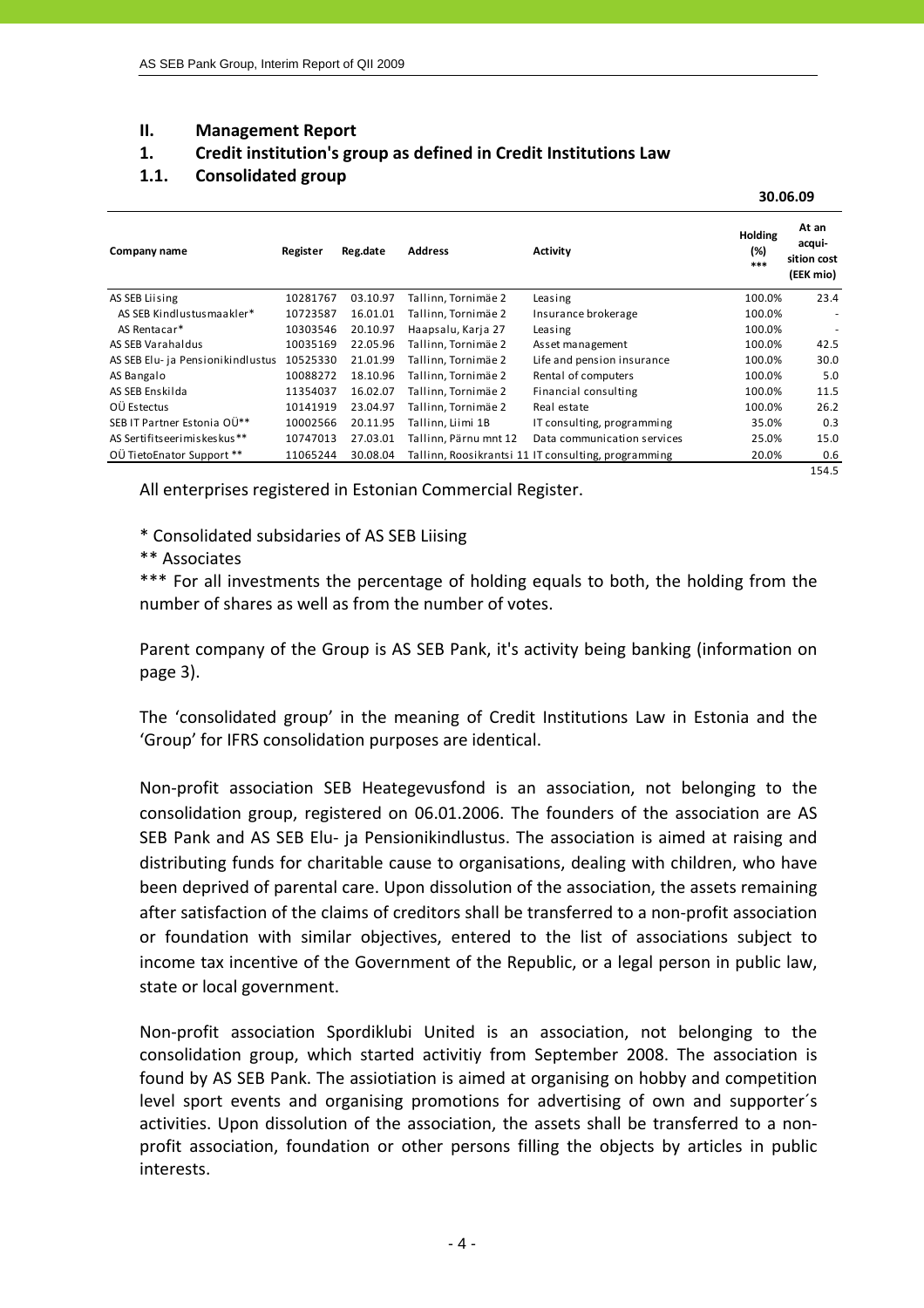## II. Management Report

### 1. Credit institution's group as defined in Credit Institutions Law

### 1.1. Consolidated group

**30.06.09**

| Company name | Register | Reg.date | Address | Activity | Holding (%) *** | At an acquisition cost (EEK mio) |
|---|---|---|---|---|---|---|
| AS SEB Liising | 10281767 | 03.10.97 | Tallinn, Tornimäe 2 | Leasing | 100.0% | 23.4 |
| AS SEB Kindlustusmaakler* | 10723587 | 16.01.01 | Tallinn, Tornimäe 2 | Insurance brokerage | 100.0% | - |
| AS Rentacar* | 10303546 | 20.10.97 | Haapsalu, Karja 27 | Leasing | 100.0% | - |
| AS SEB Varahaldus | 10035169 | 22.05.96 | Tallinn, Tornimäe 2 | Asset management | 100.0% | 42.5 |
| AS SEB Elu- ja Pensionikindlustus | 10525330 | 21.01.99 | Tallinn, Tornimäe 2 | Life and pension insurance | 100.0% | 30.0 |
| AS Bangalo | 10088272 | 18.10.96 | Tallinn, Tornimäe 2 | Rental of computers | 100.0% | 5.0 |
| AS SEB Enskilda | 11354037 | 16.02.07 | Tallinn, Tornimäe 2 | Financial consulting | 100.0% | 11.5 |
| OÜ Estectus | 10141919 | 23.04.97 | Tallinn, Tornimäe 2 | Real estate | 100.0% | 26.2 |
| SEB IT Partner Estonia OÜ** | 10002566 | 20.11.95 | Tallinn, Liimi 1B | IT consulting, programming | 35.0% | 0.3 |
| AS Sertifitseerimiskeskus** | 10747013 | 27.03.01 | Tallinn, Pärnu mnt 12 | Data communication services | 25.0% | 15.0 |
| OÜ TietoEnator Support ** | 11065244 | 30.08.04 | Tallinn, Roosikrantsi 11 | IT consulting, programming | 20.0% | 0.6 |
| | | | | | | 154.5 |

All enterprises registered in Estonian Commercial Register.

\* Consolidated subsidaries of AS SEB Liising

\** Associates

\*** For all investments the percentage of holding equals to both, the holding from the number of shares as well as from the number of votes.

Parent company of the Group is AS SEB Pank, it's activity being banking (information on page 3).

The 'consolidated group' in the meaning of Credit Institutions Law in Estonia and the 'Group' for IFRS consolidation purposes are identical.

Non-profit association SEB Heategevusfond is an association, not belonging to the consolidation group, registered on 06.01.2006. The founders of the association are AS SEB Pank and AS SEB Elu- ja Pensionikindlustus. The association is aimed at raising and distributing funds for charitable cause to organisations, dealing with children, who have been deprived of parental care. Upon dissolution of the association, the assets remaining after satisfaction of the claims of creditors shall be transferred to a non-profit association or foundation with similar objectives, entered to the list of associations subject to income tax incentive of the Government of the Republic, or a legal person in public law, state or local government.

Non-profit association Spordiklubi United is an association, not belonging to the consolidation group, which started activitiy from September 2008. The association is found by AS SEB Pank. The assiotiation is aimed at organising on hobby and competition level sport events and organising promotions for advertising of own and supporter´s activities. Upon dissolution of the association, the assets shall be transferred to a non-profit association, foundation or other persons filling the objects by articles in public interests.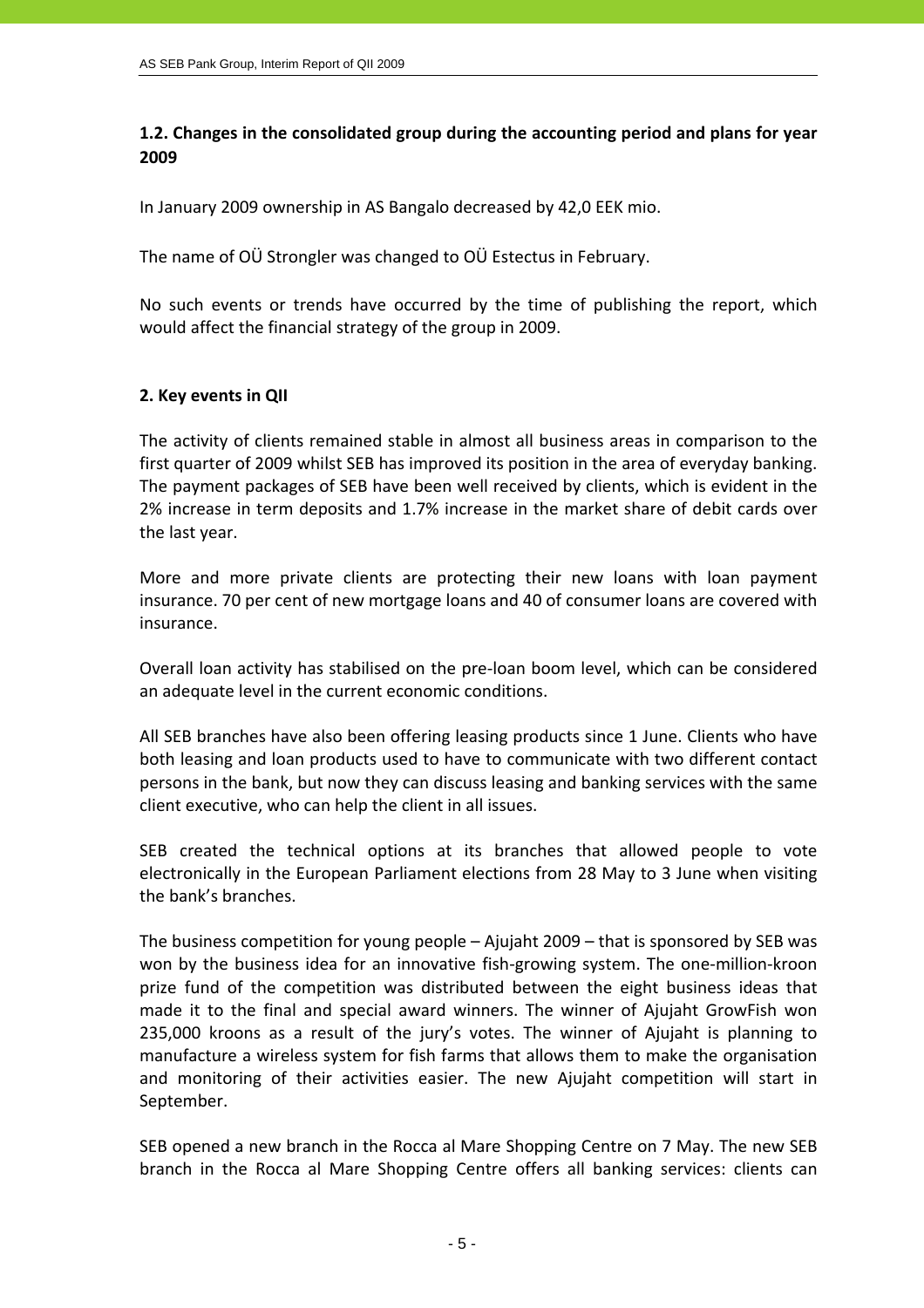## 1.2. Changes in the consolidated group during the accounting period and plans for year 2009

In January 2009 ownership in AS Bangalo decreased by 42,0 EEK mio.

The name of OÜ Strongler was changed to OÜ Estectus in February.

No such events or trends have occurred by the time of publishing the report, which would affect the financial strategy of the group in 2009.

## 2. Key events in QII

The activity of clients remained stable in almost all business areas in comparison to the first quarter of 2009 whilst SEB has improved its position in the area of everyday banking. The payment packages of SEB have been well received by clients, which is evident in the 2% increase in term deposits and 1.7% increase in the market share of debit cards over the last year.

More and more private clients are protecting their new loans with loan payment insurance. 70 per cent of new mortgage loans and 40 of consumer loans are covered with insurance.

Overall loan activity has stabilised on the pre-loan boom level, which can be considered an adequate level in the current economic conditions.

All SEB branches have also been offering leasing products since 1 June. Clients who have both leasing and loan products used to have to communicate with two different contact persons in the bank, but now they can discuss leasing and banking services with the same client executive, who can help the client in all issues.

SEB created the technical options at its branches that allowed people to vote electronically in the European Parliament elections from 28 May to 3 June when visiting the bank's branches.

The business competition for young people – Ajujaht 2009 – that is sponsored by SEB was won by the business idea for an innovative fish-growing system. The one-million-kroon prize fund of the competition was distributed between the eight business ideas that made it to the final and special award winners. The winner of Ajujaht GrowFish won 235,000 kroons as a result of the jury's votes. The winner of Ajujaht is planning to manufacture a wireless system for fish farms that allows them to make the organisation and monitoring of their activities easier. The new Ajujaht competition will start in September.

SEB opened a new branch in the Rocca al Mare Shopping Centre on 7 May. The new SEB branch in the Rocca al Mare Shopping Centre offers all banking services: clients can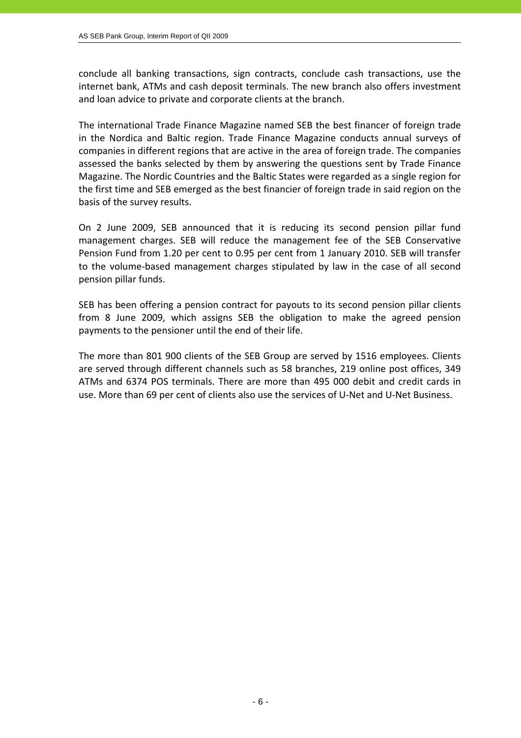conclude all banking transactions, sign contracts, conclude cash transactions, use the internet bank, ATMs and cash deposit terminals. The new branch also offers investment and loan advice to private and corporate clients at the branch.

The international Trade Finance Magazine named SEB the best financer of foreign trade in the Nordica and Baltic region. Trade Finance Magazine conducts annual surveys of companies in different regions that are active in the area of foreign trade. The companies assessed the banks selected by them by answering the questions sent by Trade Finance Magazine. The Nordic Countries and the Baltic States were regarded as a single region for the first time and SEB emerged as the best financier of foreign trade in said region on the basis of the survey results.

On 2 June 2009, SEB announced that it is reducing its second pension pillar fund management charges. SEB will reduce the management fee of the SEB Conservative Pension Fund from 1.20 per cent to 0.95 per cent from 1 January 2010. SEB will transfer to the volume-based management charges stipulated by law in the case of all second pension pillar funds.

SEB has been offering a pension contract for payouts to its second pension pillar clients from 8 June 2009, which assigns SEB the obligation to make the agreed pension payments to the pensioner until the end of their life.

The more than 801 900 clients of the SEB Group are served by 1516 employees. Clients are served through different channels such as 58 branches, 219 online post offices, 349 ATMs and 6374 POS terminals. There are more than 495 000 debit and credit cards in use. More than 69 per cent of clients also use the services of U-Net and U-Net Business.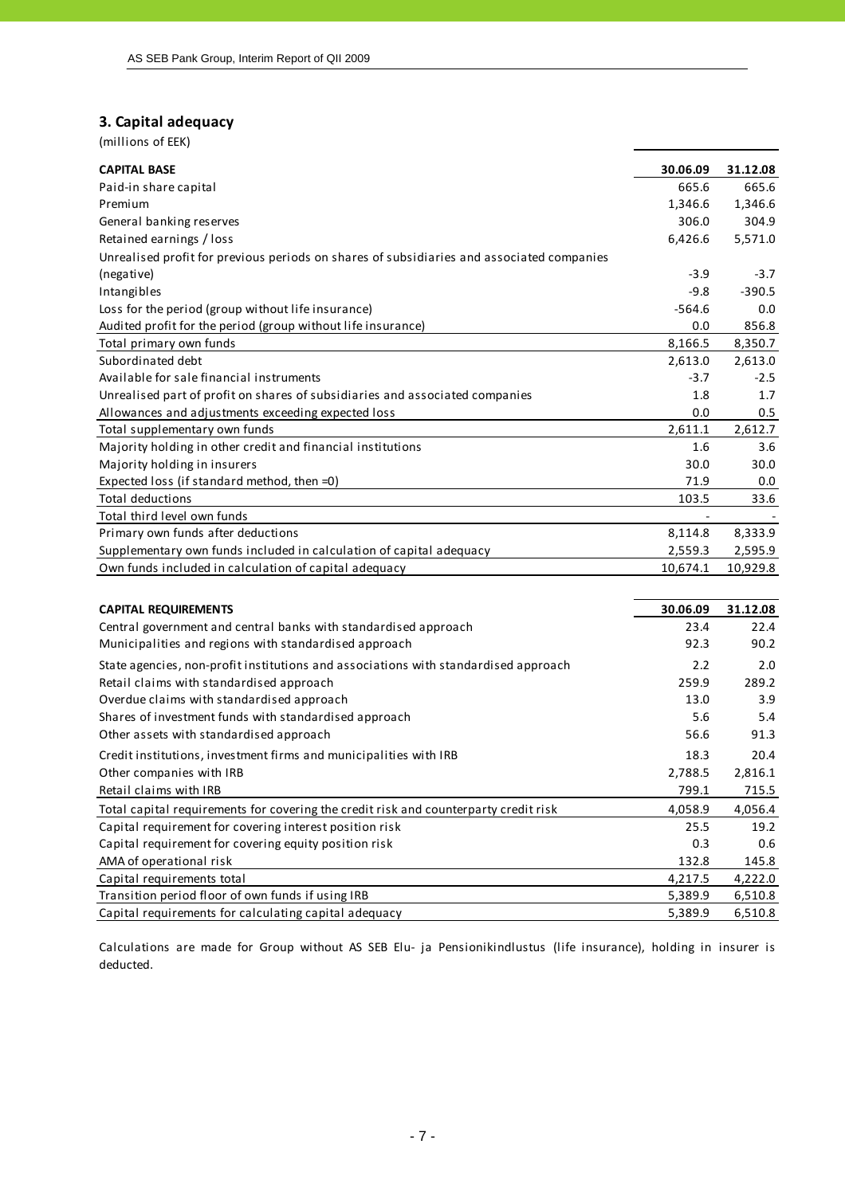## 3. Capital adequacy

(millions of EEK)

| CAPITAL BASE | 30.06.09 | 31.12.08 |
|---|---|---|
| Paid-in share capital | 665.6 | 665.6 |
| Premium | 1,346.6 | 1,346.6 |
| General banking reserves | 306.0 | 304.9 |
| Retained earnings / loss | 6,426.6 | 5,571.0 |
| Unrealised profit for previous periods on shares of subsidiaries and associated companies (negative) | -3.9 | -3.7 |
| Intangibles | -9.8 | -390.5 |
| Loss for the period (group without life insurance) | -564.6 | 0.0 |
| Audited profit for the period (group without life insurance) | 0.0 | 856.8 |
| Total primary own funds | 8,166.5 | 8,350.7 |
| Subordinated debt | 2,613.0 | 2,613.0 |
| Available for sale financial instruments | -3.7 | -2.5 |
| Unrealised part of profit on shares of subsidiaries and associated companies | 1.8 | 1.7 |
| Allowances and adjustments exceeding expected loss | 0.0 | 0.5 |
| Total supplementary own funds | 2,611.1 | 2,612.7 |
| Majority holding in other credit and financial institutions | 1.6 | 3.6 |
| Majority holding in insurers | 30.0 | 30.0 |
| Expected loss (if standard method, then =0) | 71.9 | 0.0 |
| Total deductions | 103.5 | 33.6 |
| Total third level own funds | - | - |
| Primary own funds after deductions | 8,114.8 | 8,333.9 |
| Supplementary own funds included in calculation of capital adequacy | 2,559.3 | 2,595.9 |
| Own funds included in calculation of capital adequacy | 10,674.1 | 10,929.8 |

| CAPITAL REQUIREMENTS | 30.06.09 | 31.12.08 |
|---|---|---|
| Central government and central banks with standardised approach | 23.4 | 22.4 |
| Municipalities and regions with standardised approach | 92.3 | 90.2 |
| State agencies, non-profit institutions and associations with standardised approach | 2.2 | 2.0 |
| Retail claims with standardised approach | 259.9 | 289.2 |
| Overdue claims with standardised approach | 13.0 | 3.9 |
| Shares of investment funds with standardised approach | 5.6 | 5.4 |
| Other assets with standardised approach | 56.6 | 91.3 |
| Credit institutions, investment firms and municipalities with IRB | 18.3 | 20.4 |
| Other companies with IRB | 2,788.5 | 2,816.1 |
| Retail claims with IRB | 799.1 | 715.5 |
| Total capital requirements for covering the credit risk and counterparty credit risk | 4,058.9 | 4,056.4 |
| Capital requirement for covering interest position risk | 25.5 | 19.2 |
| Capital requirement for covering equity position risk | 0.3 | 0.6 |
| AMA of operational risk | 132.8 | 145.8 |
| Capital requirements total | 4,217.5 | 4,222.0 |
| Transition period floor of own funds if using IRB | 5,389.9 | 6,510.8 |
| Capital requirements for calculating capital adequacy | 5,389.9 | 6,510.8 |

Calculations are made for Group without AS SEB Elu- ja Pensionikindlustus (life insurance), holding in insurer is deducted.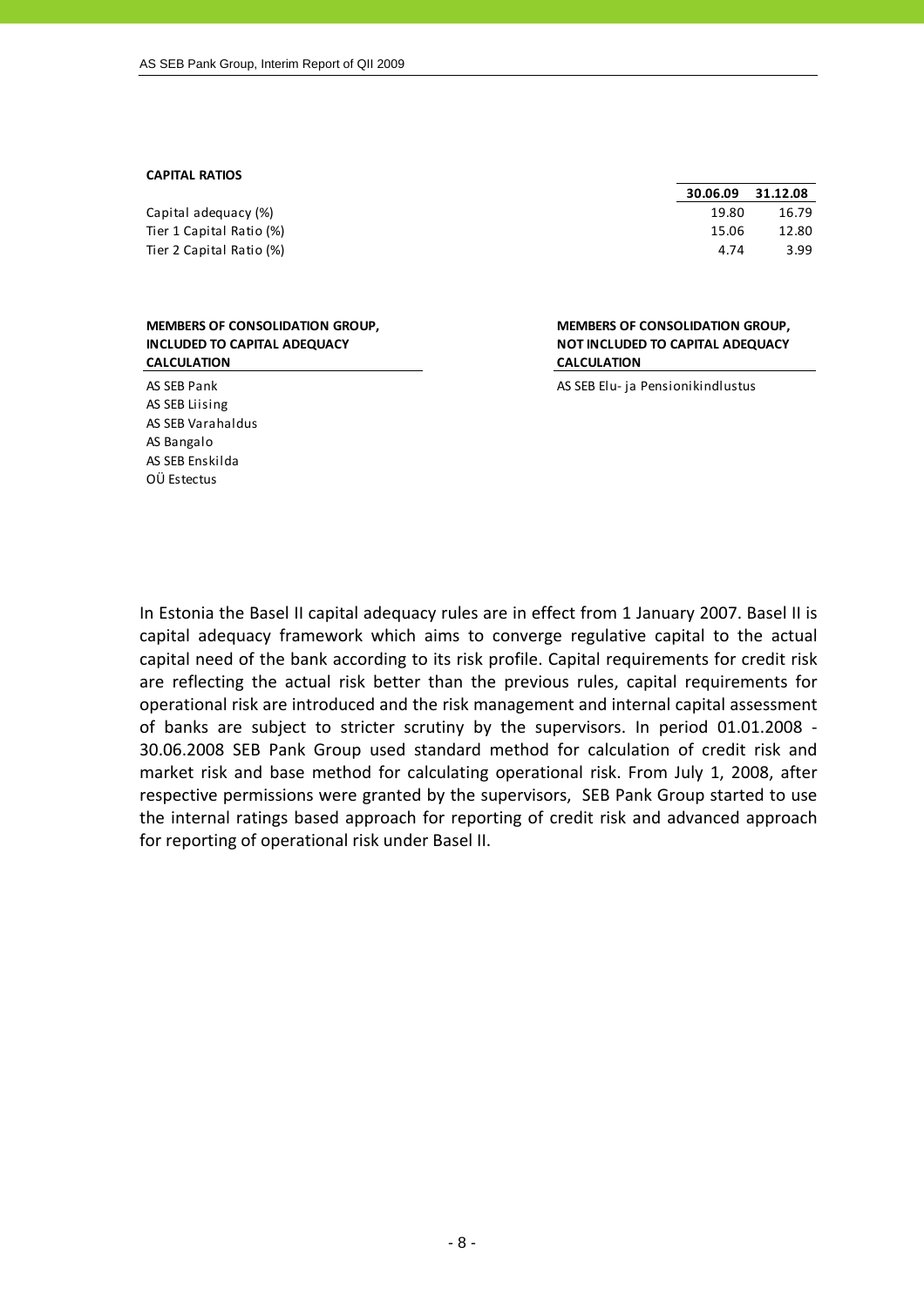**CAPITAL RATIOS**

| | 30.06.09 | 31.12.08 |
|---|---|---|
| Capital adequacy (%) | 19.80 | 16.79 |
| Tier 1 Capital Ratio (%) | 15.06 | 12.80 |
| Tier 2 Capital Ratio (%) | 4.74 | 3.99 |

**MEMBERS OF CONSOLIDATION GROUP, INCLUDED TO CAPITAL ADEQUACY CALCULATION**

AS SEB Pank
AS SEB Liising
AS SEB Varahaldus
AS Bangalo
AS SEB Enskilda
OÜ Estectus

**MEMBERS OF CONSOLIDATION GROUP, NOT INCLUDED TO CAPITAL ADEQUACY CALCULATION**

AS SEB Elu- ja Pensionikindlustus

In Estonia the Basel II capital adequacy rules are in effect from 1 January 2007. Basel II is capital adequacy framework which aims to converge regulative capital to the actual capital need of the bank according to its risk profile. Capital requirements for credit risk are reflecting the actual risk better than the previous rules, capital requirements for operational risk are introduced and the risk management and internal capital assessment of banks are subject to stricter scrutiny by the supervisors. In period 01.01.2008 - 30.06.2008 SEB Pank Group used standard method for calculation of credit risk and market risk and base method for calculating operational risk. From July 1, 2008, after respective permissions were granted by the supervisors, SEB Pank Group started to use the internal ratings based approach for reporting of credit risk and advanced approach for reporting of operational risk under Basel II.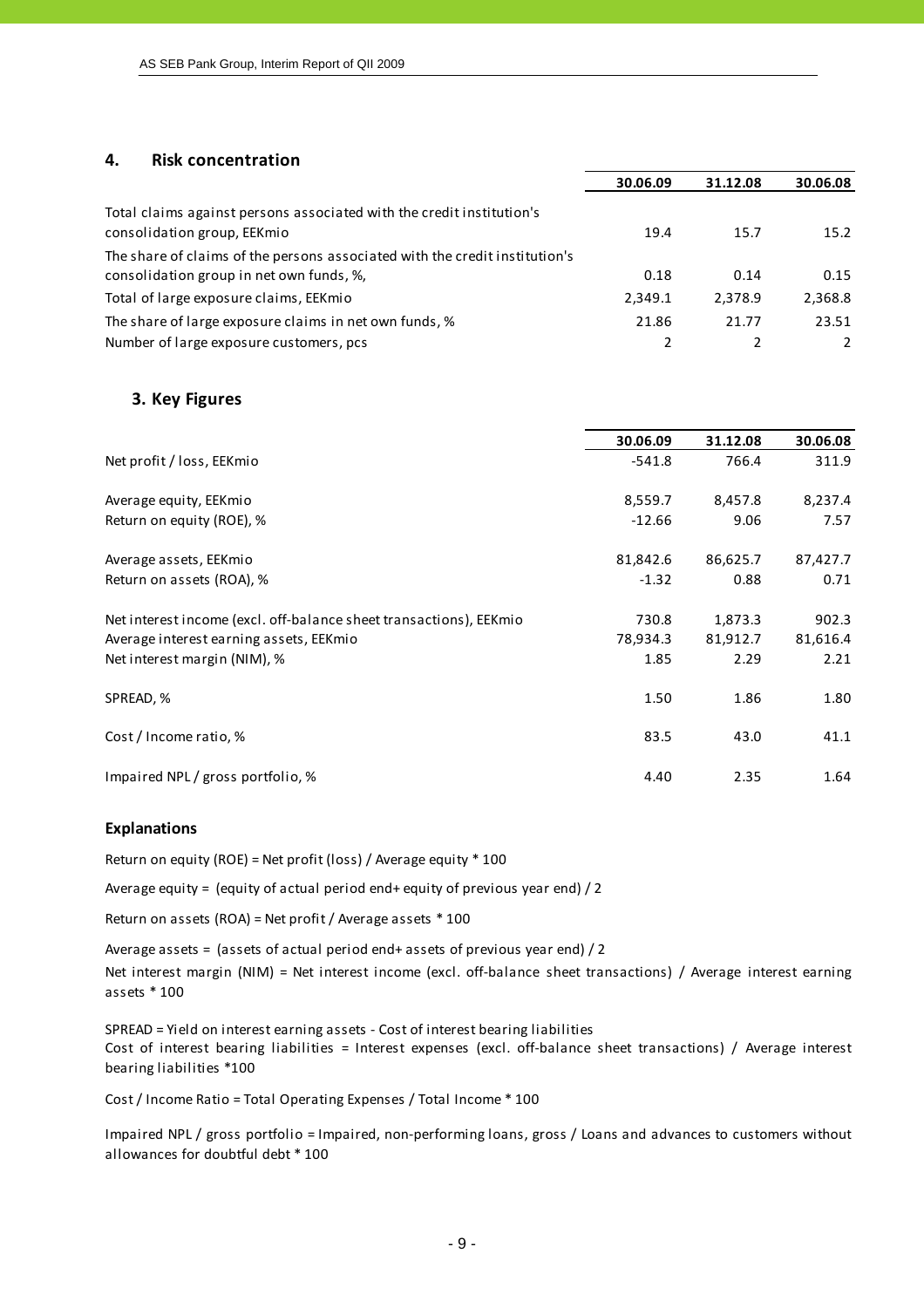## 4. Risk concentration

| | 30.06.09 | 31.12.08 | 30.06.08 |
|---|---|---|---|
| Total claims against persons associated with the credit institution's consolidation group, EEKmio | 19.4 | 15.7 | 15.2 |
| The share of claims of the persons associated with the credit institution's consolidation group in net own funds, %, | 0.18 | 0.14 | 0.15 |
| Total of large exposure claims, EEKmio | 2,349.1 | 2,378.9 | 2,368.8 |
| The share of large exposure claims in net own funds, % | 21.86 | 21.77 | 23.51 |
| Number of large exposure customers, pcs | 2 | 2 | 2 |

## 3. Key Figures

| | 30.06.09 | 31.12.08 | 30.06.08 |
|---|---|---|---|
| Net profit / loss, EEKmio | -541.8 | 766.4 | 311.9 |
| Average equity, EEKmio | 8,559.7 | 8,457.8 | 8,237.4 |
| Return on equity (ROE), % | -12.66 | 9.06 | 7.57 |
| Average assets, EEKmio | 81,842.6 | 86,625.7 | 87,427.7 |
| Return on assets (ROA), % | -1.32 | 0.88 | 0.71 |
| Net interest income (excl. off-balance sheet transactions), EEKmio | 730.8 | 1,873.3 | 902.3 |
| Average interest earning assets, EEKmio | 78,934.3 | 81,912.7 | 81,616.4 |
| Net interest margin (NIM), % | 1.85 | 2.29 | 2.21 |
| SPREAD, % | 1.50 | 1.86 | 1.80 |
| Cost / Income ratio, % | 83.5 | 43.0 | 41.1 |
| Impaired NPL / gross portfolio, % | 4.40 | 2.35 | 1.64 |

### Explanations

Return on equity (ROE) = Net profit (loss) / Average equity * 100

Average equity = (equity of actual period end+ equity of previous year end) / 2

Return on assets (ROA) = Net profit / Average assets * 100

Average assets = (assets of actual period end+ assets of previous year end) / 2

Net interest margin (NIM) = Net interest income (excl. off-balance sheet transactions) / Average interest earning assets * 100

SPREAD = Yield on interest earning assets - Cost of interest bearing liabilities

Cost of interest bearing liabilities = Interest expenses (excl. off-balance sheet transactions) / Average interest bearing liabilities *100

Cost / Income Ratio = Total Operating Expenses / Total Income * 100

Impaired NPL / gross portfolio = Impaired, non-performing loans, gross / Loans and advances to customers without allowances for doubtful debt * 100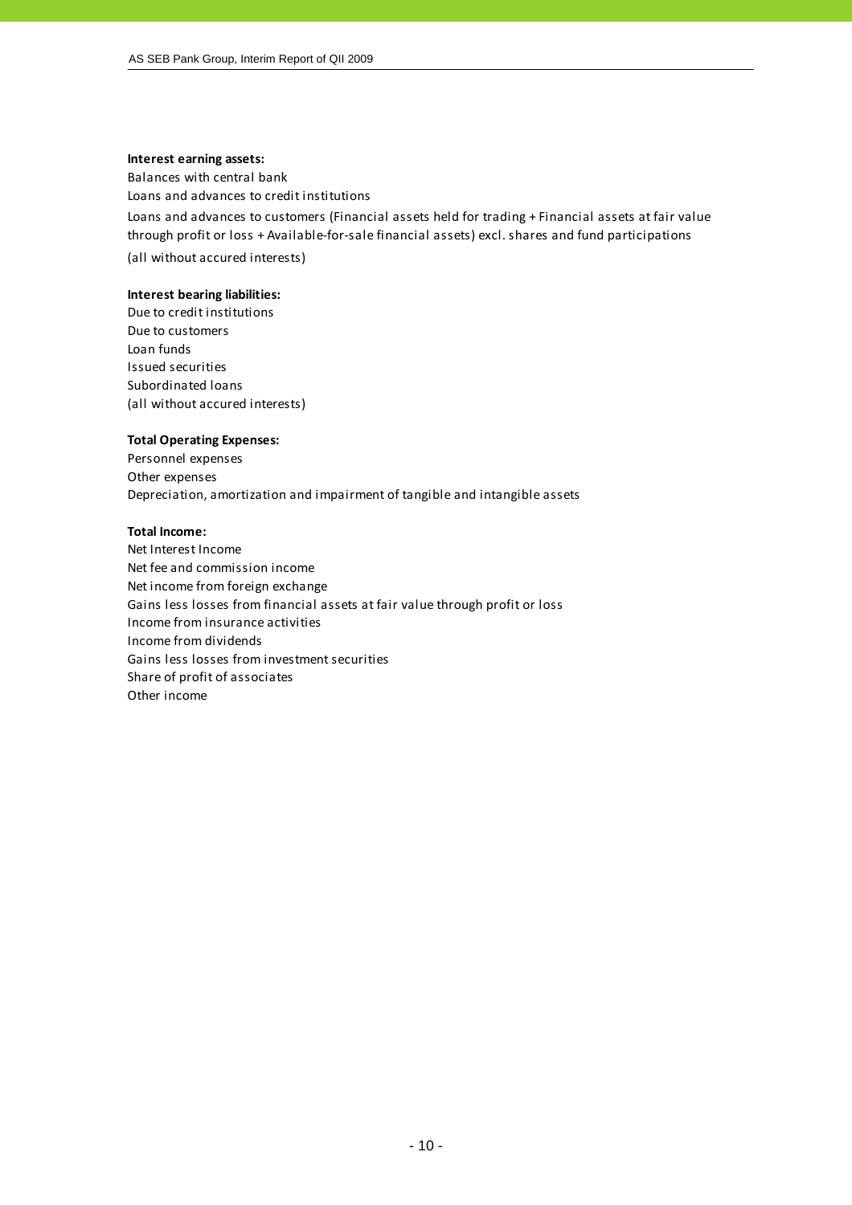**Interest earning assets:**

Balances with central bank
Loans and advances to credit institutions
Loans and advances to customers (Financial assets held for trading + Financial assets at fair value through profit or loss + Available-for-sale financial assets) excl. shares and fund participations
(all without accured interests)

**Interest bearing liabilities:**

Due to credit institutions
Due to customers
Loan funds
Issued securities
Subordinated loans
(all without accured interests)

**Total Operating Expenses:**

Personnel expenses
Other expenses
Depreciation, amortization and impairment of tangible and intangible assets

**Total Income:**

Net Interest Income
Net fee and commission income
Net income from foreign exchange
Gains less losses from financial assets at fair value through profit or loss
Income from insurance activities
Income from dividends
Gains less losses from investment securities
Share of profit of associates
Other income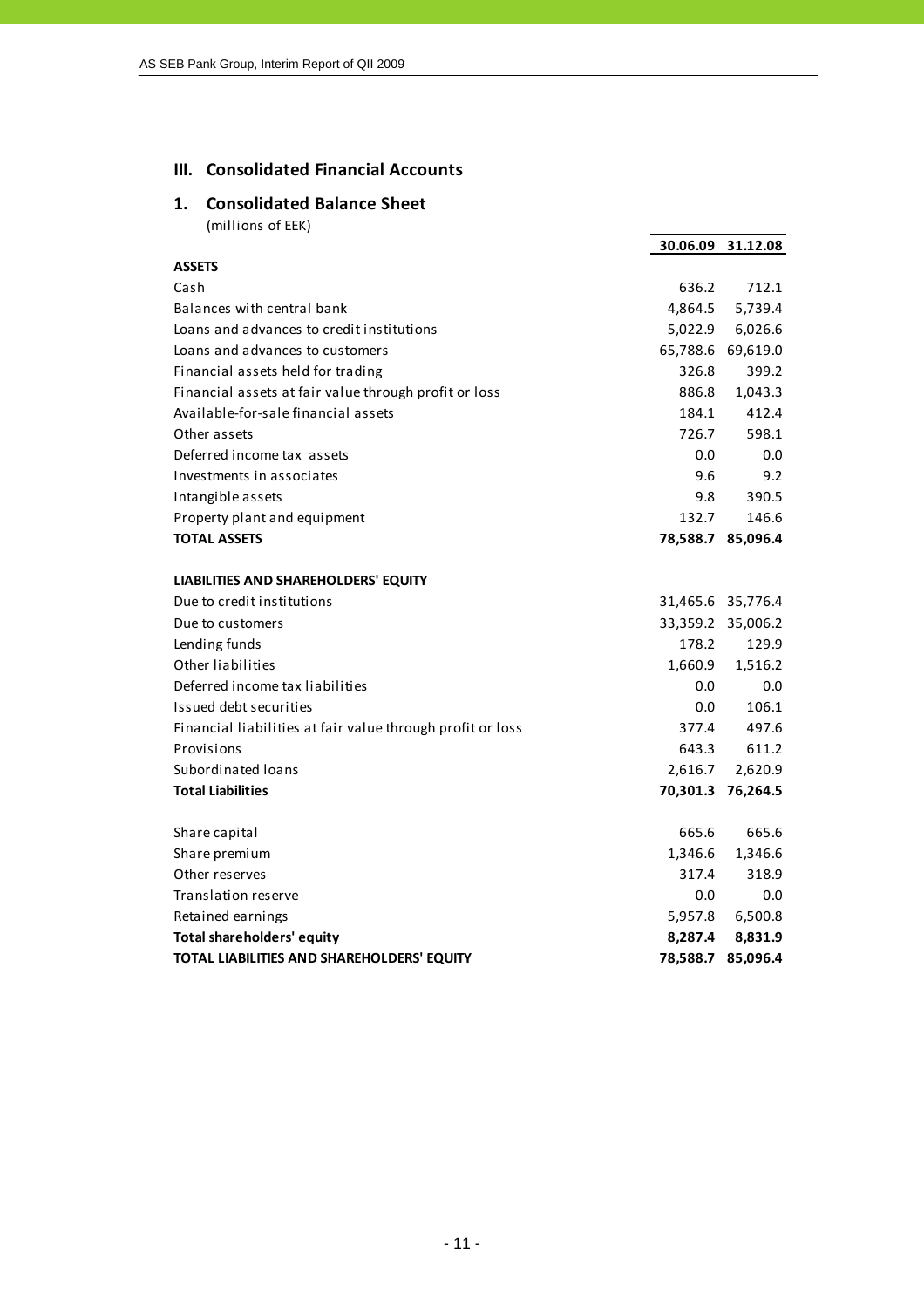# III. Consolidated Financial Accounts

## 1. Consolidated Balance Sheet

(millions of EEK)

| | 30.06.09 | 31.12.08 |
|---|---|---|
| **ASSETS** | | |
| Cash | 636.2 | 712.1 |
| Balances with central bank | 4,864.5 | 5,739.4 |
| Loans and advances to credit institutions | 5,022.9 | 6,026.6 |
| Loans and advances to customers | 65,788.6 | 69,619.0 |
| Financial assets held for trading | 326.8 | 399.2 |
| Financial assets at fair value through profit or loss | 886.8 | 1,043.3 |
| Available-for-sale financial assets | 184.1 | 412.4 |
| Other assets | 726.7 | 598.1 |
| Deferred income tax assets | 0.0 | 0.0 |
| Investments in associates | 9.6 | 9.2 |
| Intangible assets | 9.8 | 390.5 |
| Property plant and equipment | 132.7 | 146.6 |
| **TOTAL ASSETS** | **78,588.7** | **85,096.4** |
| | | |
| **LIABILITIES AND SHAREHOLDERS' EQUITY** | | |
| Due to credit institutions | 31,465.6 | 35,776.4 |
| Due to customers | 33,359.2 | 35,006.2 |
| Lending funds | 178.2 | 129.9 |
| Other liabilities | 1,660.9 | 1,516.2 |
| Deferred income tax liabilities | 0.0 | 0.0 |
| Issued debt securities | 0.0 | 106.1 |
| Financial liabilities at fair value through profit or loss | 377.4 | 497.6 |
| Provisions | 643.3 | 611.2 |
| Subordinated loans | 2,616.7 | 2,620.9 |
| **Total Liabilities** | **70,301.3** | **76,264.5** |
| | | |
| Share capital | 665.6 | 665.6 |
| Share premium | 1,346.6 | 1,346.6 |
| Other reserves | 317.4 | 318.9 |
| Translation reserve | 0.0 | 0.0 |
| Retained earnings | 5,957.8 | 6,500.8 |
| **Total shareholders' equity** | **8,287.4** | **8,831.9** |
| **TOTAL LIABILITIES AND SHAREHOLDERS' EQUITY** | **78,588.7** | **85,096.4** |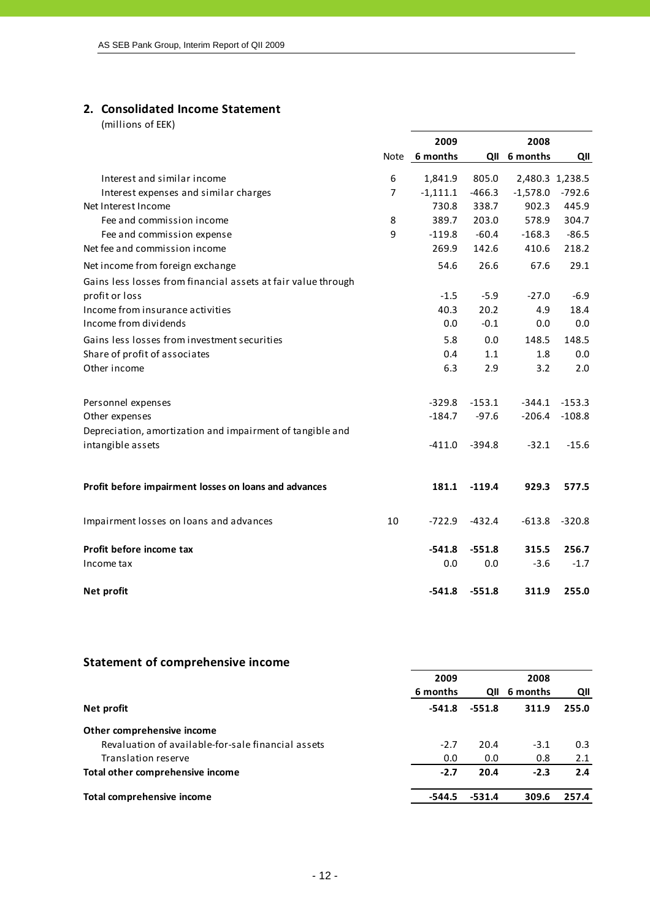## 2. Consolidated Income Statement

(millions of EEK)

| | Note | 2009 6 months | 2009 QII | 2008 6 months | 2008 QII |
|---|---|---|---|---|---|
| Interest and similar income | 6 | 1,841.9 | 805.0 | 2,480.3 | 1,238.5 |
| Interest expenses and similar charges | 7 | -1,111.1 | -466.3 | -1,578.0 | -792.6 |
| Net Interest Income | | 730.8 | 338.7 | 902.3 | 445.9 |
| Fee and commission income | 8 | 389.7 | 203.0 | 578.9 | 304.7 |
| Fee and commission expense | 9 | -119.8 | -60.4 | -168.3 | -86.5 |
| Net fee and commission income | | 269.9 | 142.6 | 410.6 | 218.2 |
| Net income from foreign exchange | | 54.6 | 26.6 | 67.6 | 29.1 |
| Gains less losses from financial assets at fair value through profit or loss | | -1.5 | -5.9 | -27.0 | -6.9 |
| Income from insurance activities | | 40.3 | 20.2 | 4.9 | 18.4 |
| Income from dividends | | 0.0 | -0.1 | 0.0 | 0.0 |
| Gains less losses from investment securities | | 5.8 | 0.0 | 148.5 | 148.5 |
| Share of profit of associates | | 0.4 | 1.1 | 1.8 | 0.0 |
| Other income | | 6.3 | 2.9 | 3.2 | 2.0 |
| Personnel expenses | | -329.8 | -153.1 | -344.1 | -153.3 |
| Other expenses | | -184.7 | -97.6 | -206.4 | -108.8 |
| Depreciation, amortization and impairment of tangible and intangible assets | | -411.0 | -394.8 | -32.1 | -15.6 |
| **Profit before impairment losses on loans and advances** | | **181.1** | **-119.4** | **929.3** | **577.5** |
| Impairment losses on loans and advances | 10 | -722.9 | -432.4 | -613.8 | -320.8 |
| **Profit before income tax** | | **-541.8** | **-551.8** | **315.5** | **256.7** |
| Income tax | | 0.0 | 0.0 | -3.6 | -1.7 |
| **Net profit** | | **-541.8** | **-551.8** | **311.9** | **255.0** |

## Statement of comprehensive income

| | 2009 6 months | 2009 QII | 2008 6 months | 2008 QII |
|---|---|---|---|---|
| **Net profit** | **-541.8** | **-551.8** | **311.9** | **255.0** |
| **Other comprehensive income** | | | | |
| Revaluation of available-for-sale financial assets | -2.7 | 20.4 | -3.1 | 0.3 |
| Translation reserve | 0.0 | 0.0 | 0.8 | 2.1 |
| **Total other comprehensive income** | **-2.7** | **20.4** | **-2.3** | **2.4** |
| **Total comprehensive income** | **-544.5** | **-531.4** | **309.6** | **257.4** |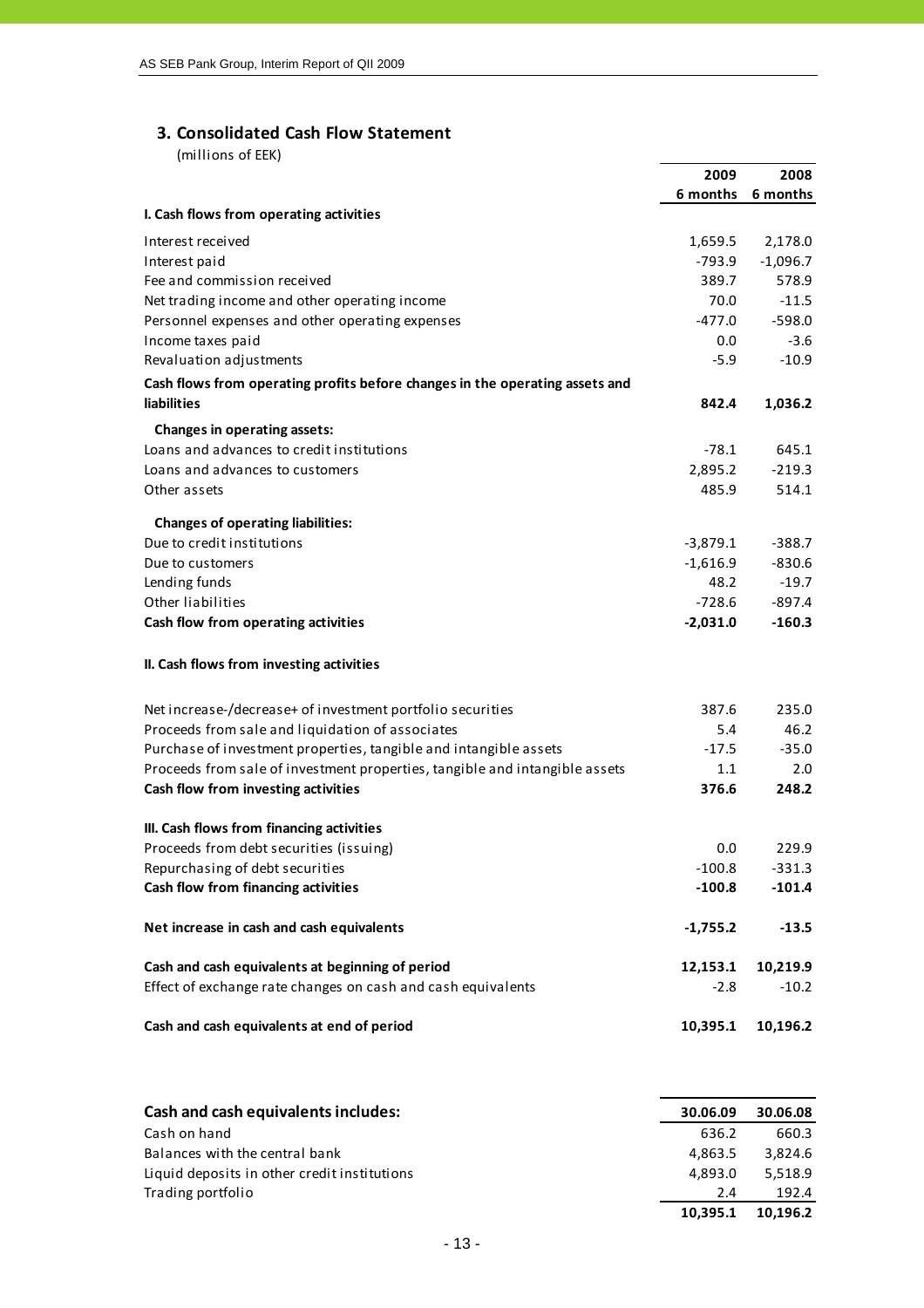## 3. Consolidated Cash Flow Statement

(millions of EEK)

| | 2009 6 months | 2008 6 months |
|---|---|---|
| **I. Cash flows from operating activities** | | |
| Interest received | 1,659.5 | 2,178.0 |
| Interest paid | -793.9 | -1,096.7 |
| Fee and commission received | 389.7 | 578.9 |
| Net trading income and other operating income | 70.0 | -11.5 |
| Personnel expenses and other operating expenses | -477.0 | -598.0 |
| Income taxes paid | 0.0 | -3.6 |
| Revaluation adjustments | -5.9 | -10.9 |
| **Cash flows from operating profits before changes in the operating assets and liabilities** | **842.4** | **1,036.2** |
| **Changes in operating assets:** | | |
| Loans and advances to credit institutions | -78.1 | 645.1 |
| Loans and advances to customers | 2,895.2 | -219.3 |
| Other assets | 485.9 | 514.1 |
| **Changes of operating liabilities:** | | |
| Due to credit institutions | -3,879.1 | -388.7 |
| Due to customers | -1,616.9 | -830.6 |
| Lending funds | 48.2 | -19.7 |
| Other liabilities | -728.6 | -897.4 |
| **Cash flow from operating activities** | **-2,031.0** | **-160.3** |
| **II. Cash flows from investing activities** | | |
| Net increase-/decrease+ of investment portfolio securities | 387.6 | 235.0 |
| Proceeds from sale and liquidation of associates | 5.4 | 46.2 |
| Purchase of investment properties, tangible and intangible assets | -17.5 | -35.0 |
| Proceeds from sale of investment properties, tangible and intangible assets | 1.1 | 2.0 |
| **Cash flow from investing activities** | **376.6** | **248.2** |
| **III. Cash flows from financing activities** | | |
| Proceeds from debt securities (issuing) | 0.0 | 229.9 |
| Repurchasing of debt securities | -100.8 | -331.3 |
| **Cash flow from financing activities** | **-100.8** | **-101.4** |
| **Net increase in cash and cash equivalents** | **-1,755.2** | **-13.5** |
| **Cash and cash equivalents at beginning of period** | **12,153.1** | **10,219.9** |
| Effect of exchange rate changes on cash and cash equivalents | -2.8 | -10.2 |
| **Cash and cash equivalents at end of period** | **10,395.1** | **10,196.2** |

| **Cash and cash equivalents includes:** | **30.06.09** | **30.06.08** |
|---|---|---|
| Cash on hand | 636.2 | 660.3 |
| Balances with the central bank | 4,863.5 | 3,824.6 |
| Liquid deposits in other credit institutions | 4,893.0 | 5,518.9 |
| Trading portfolio | 2.4 | 192.4 |
| | **10,395.1** | **10,196.2** |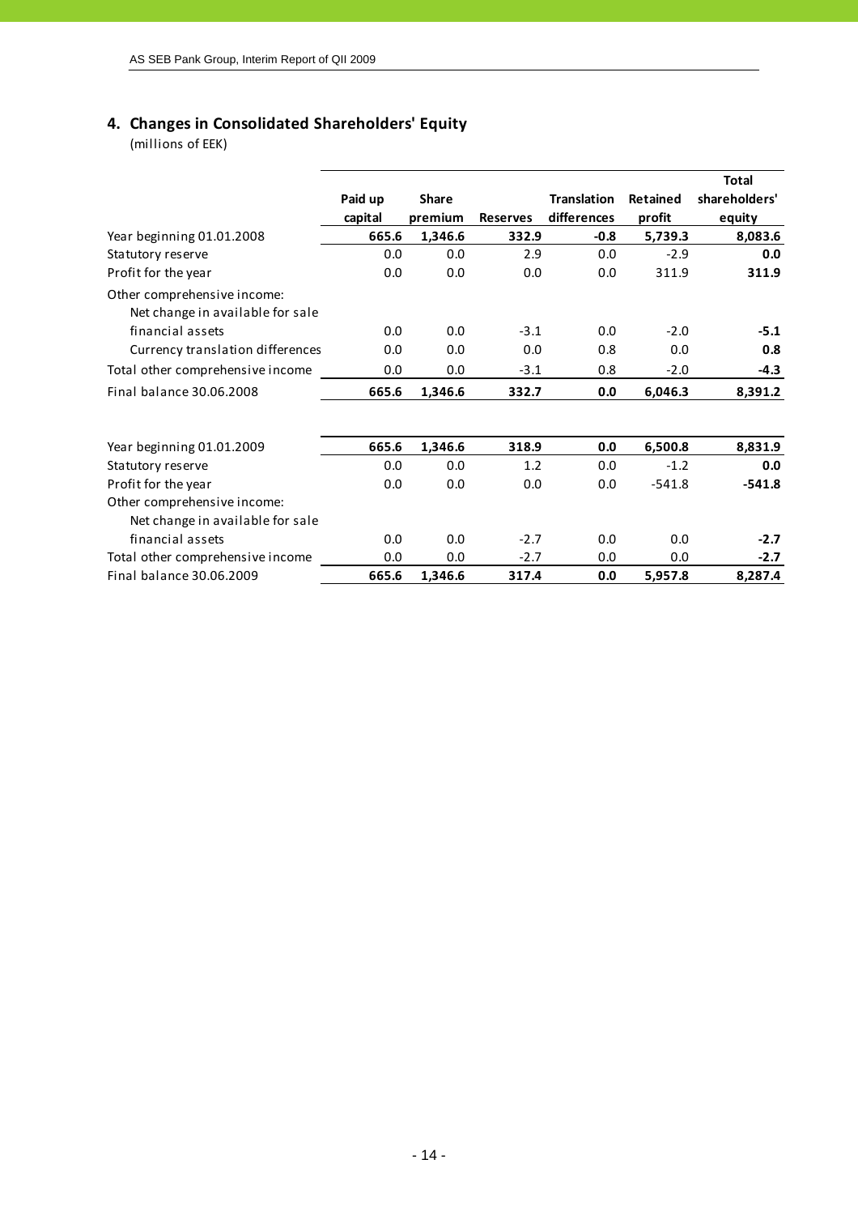## 4. Changes in Consolidated Shareholders' Equity

(millions of EEK)

| | Paid up capital | Share premium | Reserves | Translation differences | Retained profit | Total shareholders' equity |
|---|---|---|---|---|---|---|
| Year beginning 01.01.2008 | **665.6** | **1,346.6** | **332.9** | **-0.8** | **5,739.3** | **8,083.6** |
| Statutory reserve | 0.0 | 0.0 | 2.9 | 0.0 | -2.9 | **0.0** |
| Profit for the year | 0.0 | 0.0 | 0.0 | 0.0 | 311.9 | **311.9** |
| Other comprehensive income: | | | | | | |
| Net change in available for sale financial assets | 0.0 | 0.0 | -3.1 | 0.0 | -2.0 | **-5.1** |
| Currency translation differences | 0.0 | 0.0 | 0.0 | 0.8 | 0.0 | **0.8** |
| Total other comprehensive income | 0.0 | 0.0 | -3.1 | 0.8 | -2.0 | **-4.3** |
| Final balance 30.06.2008 | **665.6** | **1,346.6** | **332.7** | **0.0** | **6,046.3** | **8,391.2** |

| | Paid up capital | Share premium | Reserves | Translation differences | Retained profit | Total shareholders' equity |
|---|---|---|---|---|---|---|
| Year beginning 01.01.2009 | **665.6** | **1,346.6** | **318.9** | **0.0** | **6,500.8** | **8,831.9** |
| Statutory reserve | 0.0 | 0.0 | 1.2 | 0.0 | -1.2 | **0.0** |
| Profit for the year | 0.0 | 0.0 | 0.0 | 0.0 | -541.8 | **-541.8** |
| Other comprehensive income: | | | | | | |
| Net change in available for sale financial assets | 0.0 | 0.0 | -2.7 | 0.0 | 0.0 | **-2.7** |
| Total other comprehensive income | 0.0 | 0.0 | -2.7 | 0.0 | 0.0 | **-2.7** |
| Final balance 30.06.2009 | **665.6** | **1,346.6** | **317.4** | **0.0** | **5,957.8** | **8,287.4** |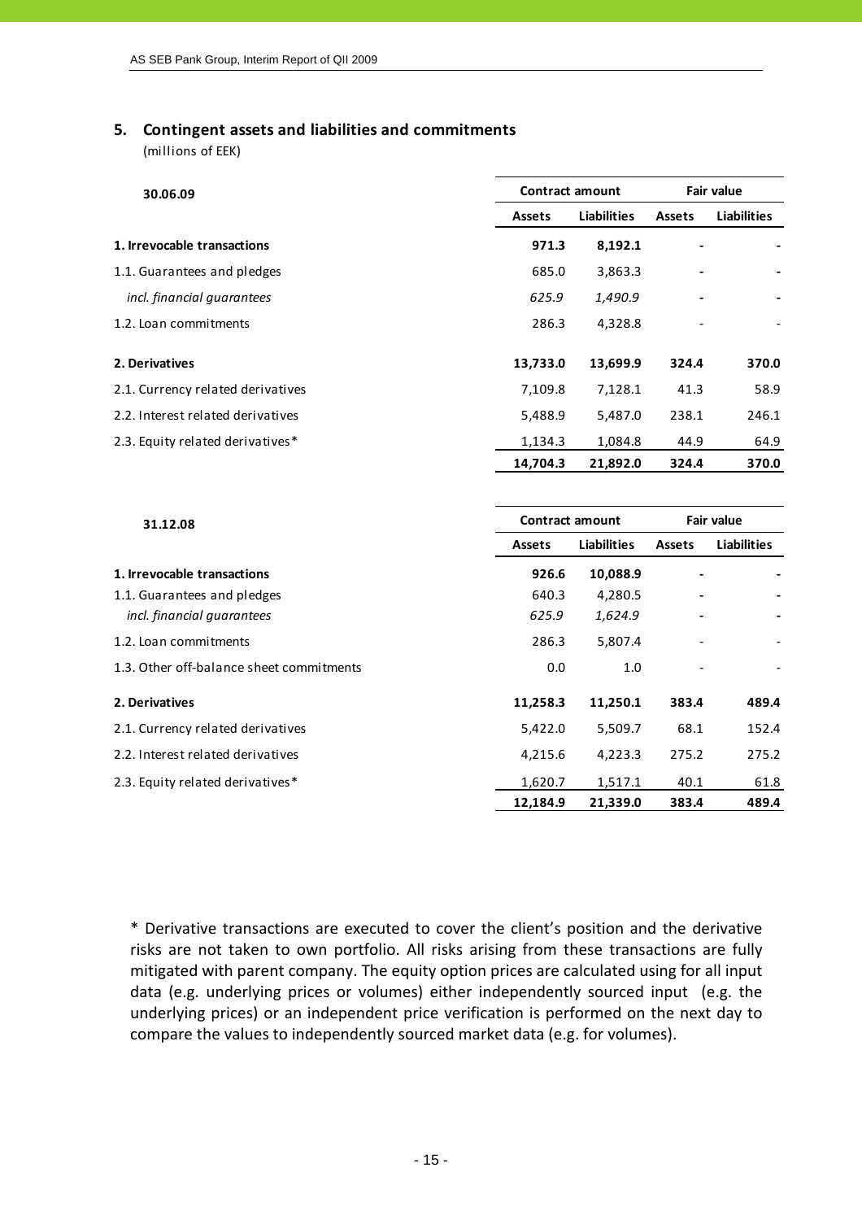## 5. Contingent assets and liabilities and commitments

(millions of EEK)

| 30.06.09 | Contract amount | | Fair value | |
|---|---|---|---|---|
| | Assets | Liabilities | Assets | Liabilities |
| **1. Irrevocable transactions** | **971.3** | **8,192.1** | **-** | **-** |
| 1.1. Guarantees and pledges | 685.0 | 3,863.3 | - | - |
| *incl. financial guarantees* | *625.9* | *1,490.9* | - | - |
| 1.2. Loan commitments | 286.3 | 4,328.8 | - | - |
| **2. Derivatives** | **13,733.0** | **13,699.9** | **324.4** | **370.0** |
| 2.1. Currency related derivatives | 7,109.8 | 7,128.1 | 41.3 | 58.9 |
| 2.2. Interest related derivatives | 5,488.9 | 5,487.0 | 238.1 | 246.1 |
| 2.3. Equity related derivatives* | 1,134.3 | 1,084.8 | 44.9 | 64.9 |
| | **14,704.3** | **21,892.0** | **324.4** | **370.0** |

| 31.12.08 | Contract amount | | Fair value | |
|---|---|---|---|---|
| | Assets | Liabilities | Assets | Liabilities |
| **1. Irrevocable transactions** | **926.6** | **10,088.9** | **-** | **-** |
| 1.1. Guarantees and pledges | 640.3 | 4,280.5 | - | - |
| *incl. financial guarantees* | *625.9* | *1,624.9* | - | - |
| 1.2. Loan commitments | 286.3 | 5,807.4 | - | - |
| 1.3. Other off-balance sheet commitments | 0.0 | 1.0 | - | - |
| **2. Derivatives** | **11,258.3** | **11,250.1** | **383.4** | **489.4** |
| 2.1. Currency related derivatives | 5,422.0 | 5,509.7 | 68.1 | 152.4 |
| 2.2. Interest related derivatives | 4,215.6 | 4,223.3 | 275.2 | 275.2 |
| 2.3. Equity related derivatives* | 1,620.7 | 1,517.1 | 40.1 | 61.8 |
| | **12,184.9** | **21,339.0** | **383.4** | **489.4** |

* Derivative transactions are executed to cover the client's position and the derivative risks are not taken to own portfolio. All risks arising from these transactions are fully mitigated with parent company. The equity option prices are calculated using for all input data (e.g. underlying prices or volumes) either independently sourced input (e.g. the underlying prices) or an independent price verification is performed on the next day to compare the values to independently sourced market data (e.g. for volumes).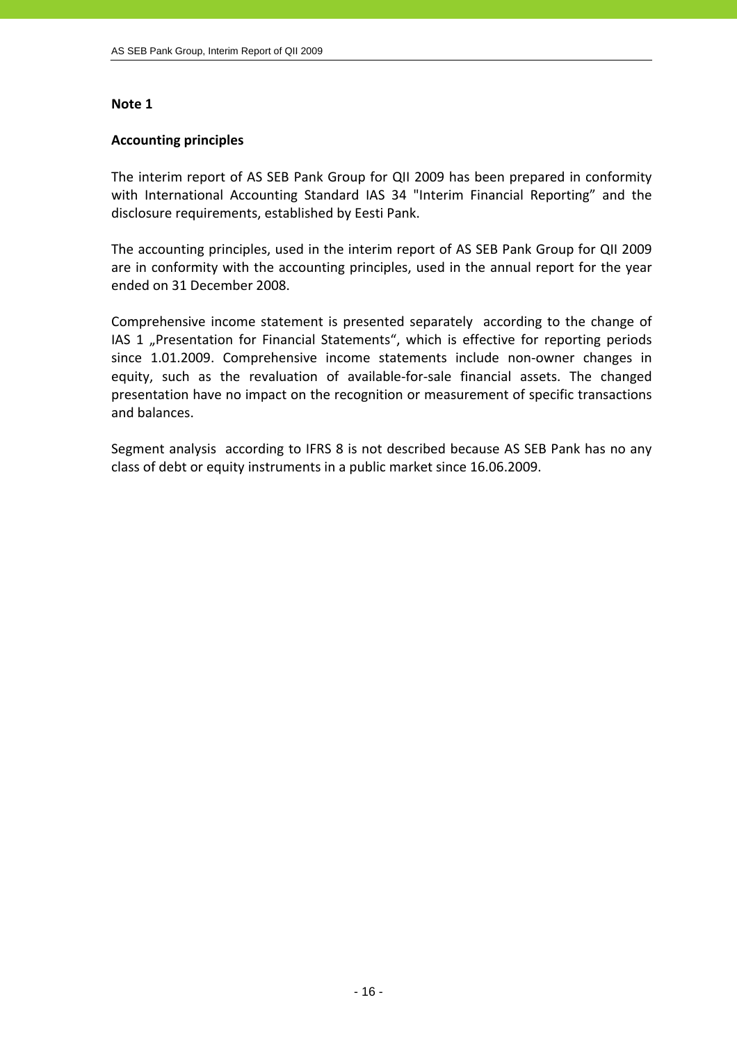**Note 1**

**Accounting principles**

The interim report of AS SEB Pank Group for QII 2009 has been prepared in conformity with International Accounting Standard IAS 34 "Interim Financial Reporting" and the disclosure requirements, established by Eesti Pank.

The accounting principles, used in the interim report of AS SEB Pank Group for QII 2009 are in conformity with the accounting principles, used in the annual report for the year ended on 31 December 2008.

Comprehensive income statement is presented separately according to the change of IAS 1 „Presentation for Financial Statements", which is effective for reporting periods since 1.01.2009. Comprehensive income statements include non-owner changes in equity, such as the revaluation of available-for-sale financial assets. The changed presentation have no impact on the recognition or measurement of specific transactions and balances.

Segment analysis according to IFRS 8 is not described because AS SEB Pank has no any class of debt or equity instruments in a public market since 16.06.2009.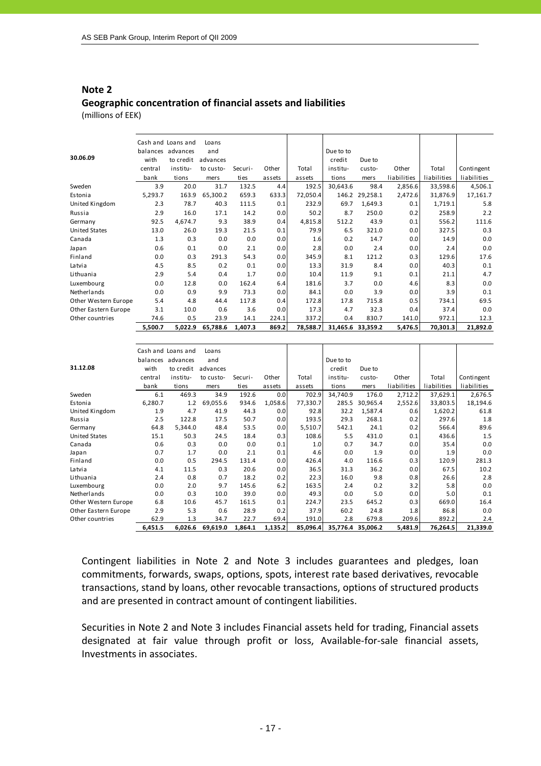## Note 2

### Geographic concentration of financial assets and liabilities

(millions of EEK)

| 30.06.09 | Cash and balances with central bank | Loans and advances to credit institutions | Loans and advances to customers | Securities | Other assets | Total assets | Due to to credit institutions | Due to customers | Other liabilities | Total liabilities | Contingent liabilities |
|---|---|---|---|---|---|---|---|---|---|---|---|
| Sweden | 3.9 | 20.0 | 31.7 | 132.5 | 4.4 | 192.5 | 30,643.6 | 98.4 | 2,856.6 | 33,598.6 | 4,506.1 |
| Estonia | 5,293.7 | 163.9 | 65,300.2 | 659.3 | 633.3 | 72,050.4 | 146.2 | 29,258.1 | 2,472.6 | 31,876.9 | 17,161.7 |
| United Kingdom | 2.3 | 78.7 | 40.3 | 111.5 | 0.1 | 232.9 | 69.7 | 1,649.3 | 0.1 | 1,719.1 | 5.8 |
| Russia | 2.9 | 16.0 | 17.1 | 14.2 | 0.0 | 50.2 | 8.7 | 250.0 | 0.2 | 258.9 | 2.2 |
| Germany | 92.5 | 4,674.7 | 9.3 | 38.9 | 0.4 | 4,815.8 | 512.2 | 43.9 | 0.1 | 556.2 | 111.6 |
| United States | 13.0 | 26.0 | 19.3 | 21.5 | 0.1 | 79.9 | 6.5 | 321.0 | 0.0 | 327.5 | 0.3 |
| Canada | 1.3 | 0.3 | 0.0 | 0.0 | 0.0 | 1.6 | 0.2 | 14.7 | 0.0 | 14.9 | 0.0 |
| Japan | 0.6 | 0.1 | 0.0 | 2.1 | 0.0 | 2.8 | 0.0 | 2.4 | 0.0 | 2.4 | 0.0 |
| Finland | 0.0 | 0.3 | 291.3 | 54.3 | 0.0 | 345.9 | 8.1 | 121.2 | 0.3 | 129.6 | 17.6 |
| Latvia | 4.5 | 8.5 | 0.2 | 0.1 | 0.0 | 13.3 | 31.9 | 8.4 | 0.0 | 40.3 | 0.1 |
| Lithuania | 2.9 | 5.4 | 0.4 | 1.7 | 0.0 | 10.4 | 11.9 | 9.1 | 0.1 | 21.1 | 4.7 |
| Luxembourg | 0.0 | 12.8 | 0.0 | 162.4 | 6.4 | 181.6 | 3.7 | 0.0 | 4.6 | 8.3 | 0.0 |
| Netherlands | 0.0 | 0.9 | 9.9 | 73.3 | 0.0 | 84.1 | 0.0 | 3.9 | 0.0 | 3.9 | 0.1 |
| Other Western Europe | 5.4 | 4.8 | 44.4 | 117.8 | 0.4 | 172.8 | 17.8 | 715.8 | 0.5 | 734.1 | 69.5 |
| Other Eastern Europe | 3.1 | 10.0 | 0.6 | 3.6 | 0.0 | 17.3 | 4.7 | 32.3 | 0.4 | 37.4 | 0.0 |
| Other countries | 74.6 | 0.5 | 23.9 | 14.1 | 224.1 | 337.2 | 0.4 | 830.7 | 141.0 | 972.1 | 12.3 |
| | **5,500.7** | **5,022.9** | **65,788.6** | **1,407.3** | **869.2** | **78,588.7** | **31,465.6** | **33,359.2** | **5,476.5** | **70,301.3** | **21,892.0** |

| 31.12.08 | Cash and balances with central bank | Loans and advances to credit institutions | Loans and advances to customers | Securities | Other assets | Total assets | Due to to credit institutions | Due to customers | Other liabilities | Total liabilities | Contingent liabilities |
|---|---|---|---|---|---|---|---|---|---|---|---|
| Sweden | 6.1 | 469.3 | 34.9 | 192.6 | 0.0 | 702.9 | 34,740.9 | 176.0 | 2,712.2 | 37,629.1 | 2,676.5 |
| Estonia | 6,280.7 | 1.2 | 69,055.6 | 934.6 | 1,058.6 | 77,330.7 | 285.5 | 30,965.4 | 2,552.6 | 33,803.5 | 18,194.6 |
| United Kingdom | 1.9 | 4.7 | 41.9 | 44.3 | 0.0 | 92.8 | 32.2 | 1,587.4 | 0.6 | 1,620.2 | 61.8 |
| Russia | 2.5 | 122.8 | 17.5 | 50.7 | 0.0 | 193.5 | 29.3 | 268.1 | 0.2 | 297.6 | 1.8 |
| Germany | 64.8 | 5,344.0 | 48.4 | 53.5 | 0.0 | 5,510.7 | 542.1 | 24.1 | 0.2 | 566.4 | 89.6 |
| United States | 15.1 | 50.3 | 24.5 | 18.4 | 0.3 | 108.6 | 5.5 | 431.0 | 0.1 | 436.6 | 1.5 |
| Canada | 0.6 | 0.3 | 0.0 | 0.0 | 0.1 | 1.0 | 0.7 | 34.7 | 0.0 | 35.4 | 0.0 |
| Japan | 0.7 | 1.7 | 0.0 | 2.1 | 0.1 | 4.6 | 0.0 | 1.9 | 0.0 | 1.9 | 0.0 |
| Finland | 0.0 | 0.5 | 294.5 | 131.4 | 0.0 | 426.4 | 4.0 | 116.6 | 0.3 | 120.9 | 281.3 |
| Latvia | 4.1 | 11.5 | 0.3 | 20.6 | 0.0 | 36.5 | 31.3 | 36.2 | 0.0 | 67.5 | 10.2 |
| Lithuania | 2.4 | 0.8 | 0.7 | 18.2 | 0.2 | 22.3 | 16.0 | 9.8 | 0.8 | 26.6 | 2.8 |
| Luxembourg | 0.0 | 2.0 | 9.7 | 145.6 | 6.2 | 163.5 | 2.4 | 0.2 | 3.2 | 5.8 | 0.0 |
| Netherlands | 0.0 | 0.3 | 10.0 | 39.0 | 0.0 | 49.3 | 0.0 | 5.0 | 0.0 | 5.0 | 0.1 |
| Other Western Europe | 6.8 | 10.6 | 45.7 | 161.5 | 0.1 | 224.7 | 23.5 | 645.2 | 0.3 | 669.0 | 16.4 |
| Other Eastern Europe | 2.9 | 5.3 | 0.6 | 28.9 | 0.2 | 37.9 | 60.2 | 24.8 | 1.8 | 86.8 | 0.0 |
| Other countries | 62.9 | 1.3 | 34.7 | 22.7 | 69.4 | 191.0 | 2.8 | 679.8 | 209.6 | 892.2 | 2.4 |
| | **6,451.5** | **6,026.6** | **69,619.0** | **1,864.1** | **1,135.2** | **85,096.4** | **35,776.4** | **35,006.2** | **5,481.9** | **76,264.5** | **21,339.0** |

Contingent liabilities in Note 2 and Note 3 includes guarantees and pledges, loan commitments, forwards, swaps, options, spots, interest rate based derivatives, revocable transactions, stand by loans, other revocable transactions, options of structured products and are presented in contract amount of contingent liabilities.

Securities in Note 2 and Note 3 includes Financial assets held for trading, Financial assets designated at fair value through profit or loss, Available-for-sale financial assets, Investments in associates.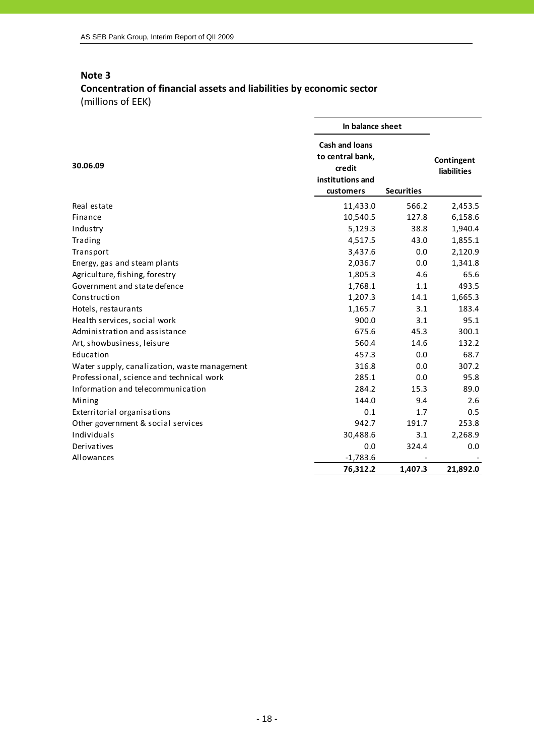## Note 3

**Concentration of financial assets and liabilities by economic sector**
(millions of EEK)

| 30.06.09 | In balance sheet | | |
|---|---|---|---|
| | Cash and loans to central bank, credit institutions and customers | Securities | Contingent liabilities |
| Real estate | 11,433.0 | 566.2 | 2,453.5 |
| Finance | 10,540.5 | 127.8 | 6,158.6 |
| Industry | 5,129.3 | 38.8 | 1,940.4 |
| Trading | 4,517.5 | 43.0 | 1,855.1 |
| Transport | 3,437.6 | 0.0 | 2,120.9 |
| Energy, gas and steam plants | 2,036.7 | 0.0 | 1,341.8 |
| Agriculture, fishing, forestry | 1,805.3 | 4.6 | 65.6 |
| Government and state defence | 1,768.1 | 1.1 | 493.5 |
| Construction | 1,207.3 | 14.1 | 1,665.3 |
| Hotels, restaurants | 1,165.7 | 3.1 | 183.4 |
| Health services, social work | 900.0 | 3.1 | 95.1 |
| Administration and assistance | 675.6 | 45.3 | 300.1 |
| Art, showbusiness, leisure | 560.4 | 14.6 | 132.2 |
| Education | 457.3 | 0.0 | 68.7 |
| Water supply, canalization, waste management | 316.8 | 0.0 | 307.2 |
| Professional, science and technical work | 285.1 | 0.0 | 95.8 |
| Information and telecommunication | 284.2 | 15.3 | 89.0 |
| Mining | 144.0 | 9.4 | 2.6 |
| Exterritorial organisations | 0.1 | 1.7 | 0.5 |
| Other government & social services | 942.7 | 191.7 | 253.8 |
| Individuals | 30,488.6 | 3.1 | 2,268.9 |
| Derivatives | 0.0 | 324.4 | 0.0 |
| Allowances | -1,783.6 | - | - |
| | **76,312.2** | **1,407.3** | **21,892.0** |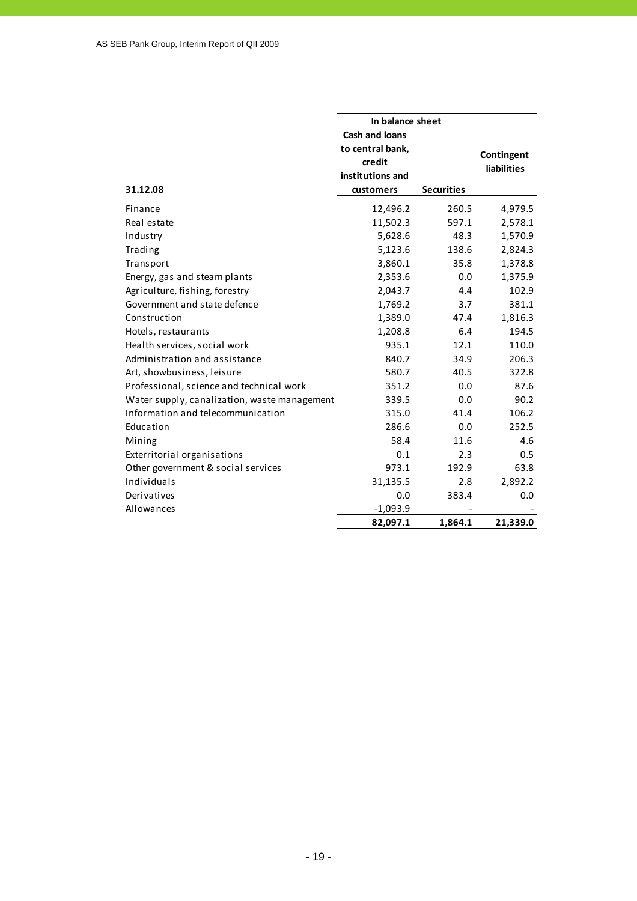| 31.12.08 | In balance sheet | | Contingent liabilities |
|---|---|---|---|
| | Cash and loans to central bank, credit institutions and customers | Securities | |
| Finance | 12,496.2 | 260.5 | 4,979.5 |
| Real estate | 11,502.3 | 597.1 | 2,578.1 |
| Industry | 5,628.6 | 48.3 | 1,570.9 |
| Trading | 5,123.6 | 138.6 | 2,824.3 |
| Transport | 3,860.1 | 35.8 | 1,378.8 |
| Energy, gas and steam plants | 2,353.6 | 0.0 | 1,375.9 |
| Agriculture, fishing, forestry | 2,043.7 | 4.4 | 102.9 |
| Government and state defence | 1,769.2 | 3.7 | 381.1 |
| Construction | 1,389.0 | 47.4 | 1,816.3 |
| Hotels, restaurants | 1,208.8 | 6.4 | 194.5 |
| Health services, social work | 935.1 | 12.1 | 110.0 |
| Administration and assistance | 840.7 | 34.9 | 206.3 |
| Art, showbusiness, leisure | 580.7 | 40.5 | 322.8 |
| Professional, science and technical work | 351.2 | 0.0 | 87.6 |
| Water supply, canalization, waste management | 339.5 | 0.0 | 90.2 |
| Information and telecommunication | 315.0 | 41.4 | 106.2 |
| Education | 286.6 | 0.0 | 252.5 |
| Mining | 58.4 | 11.6 | 4.6 |
| Exterritorial organisations | 0.1 | 2.3 | 0.5 |
| Other government & social services | 973.1 | 192.9 | 63.8 |
| Individuals | 31,135.5 | 2.8 | 2,892.2 |
| Derivatives | 0.0 | 383.4 | 0.0 |
| Allowances | -1,093.9 | - | - |
| | **82,097.1** | **1,864.1** | **21,339.0** |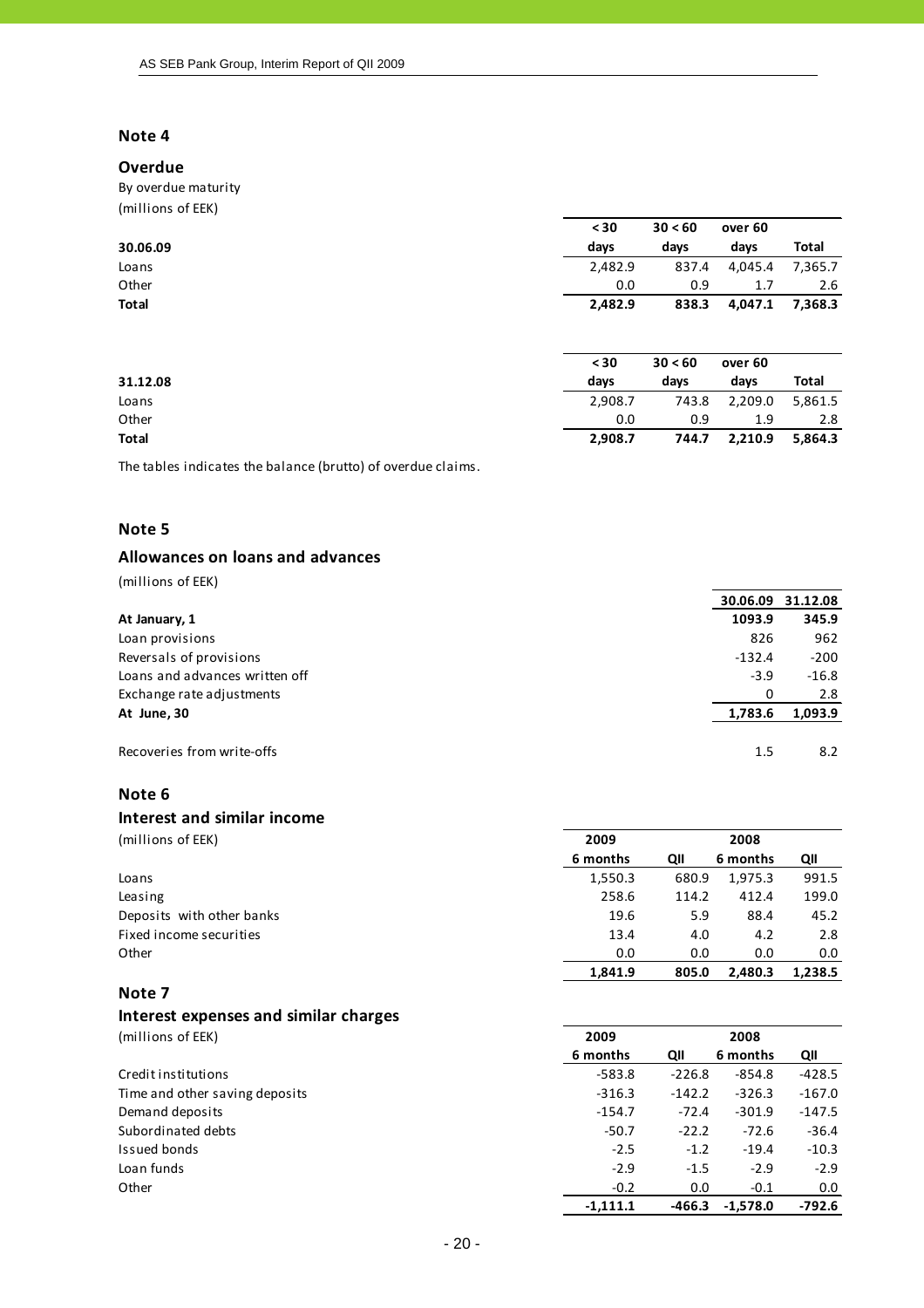## Note 4

### Overdue

By overdue maturity

(millions of EEK)

| 30.06.09 | < 30 days | 30 < 60 days | over 60 days | Total |
|---|---|---|---|---|
| Loans | 2,482.9 | 837.4 | 4,045.4 | 7,365.7 |
| Other | 0.0 | 0.9 | 1.7 | 2.6 |
| **Total** | **2,482.9** | **838.3** | **4,047.1** | **7,368.3** |

| 31.12.08 | < 30 days | 30 < 60 days | over 60 days | Total |
|---|---|---|---|---|
| Loans | 2,908.7 | 743.8 | 2,209.0 | 5,861.5 |
| Other | 0.0 | 0.9 | 1.9 | 2.8 |
| **Total** | **2,908.7** | **744.7** | **2,210.9** | **5,864.3** |

The tables indicates the balance (brutto) of overdue claims.

## Note 5

### Allowances on loans and advances

(millions of EEK)

| | 30.06.09 | 31.12.08 |
|---|---|---|
| **At January, 1** | **1093.9** | **345.9** |
| Loan provisions | 826 | 962 |
| Reversals of provisions | -132.4 | -200 |
| Loans and advances written off | -3.9 | -16.8 |
| Exchange rate adjustments | 0 | 2.8 |
| **At June, 30** | **1,783.6** | **1,093.9** |
| | | |
| Recoveries from write-offs | 1.5 | 8.2 |

## Note 6

### Interest and similar income

| (millions of EEK) | 2009 | | 2008 | |
|---|---|---|---|---|
| | 6 months | QII | 6 months | QII |
| Loans | 1,550.3 | 680.9 | 1,975.3 | 991.5 |
| Leasing | 258.6 | 114.2 | 412.4 | 199.0 |
| Deposits with other banks | 19.6 | 5.9 | 88.4 | 45.2 |
| Fixed income securities | 13.4 | 4.0 | 4.2 | 2.8 |
| Other | 0.0 | 0.0 | 0.0 | 0.0 |
| | **1,841.9** | **805.0** | **2,480.3** | **1,238.5** |

## Note 7

### Interest expenses and similar charges

| (millions of EEK) | 2009 | | 2008 | |
|---|---|---|---|---|
| | 6 months | QII | 6 months | QII |
| Credit institutions | -583.8 | -226.8 | -854.8 | -428.5 |
| Time and other saving deposits | -316.3 | -142.2 | -326.3 | -167.0 |
| Demand deposits | -154.7 | -72.4 | -301.9 | -147.5 |
| Subordinated debts | -50.7 | -22.2 | -72.6 | -36.4 |
| Issued bonds | -2.5 | -1.2 | -19.4 | -10.3 |
| Loan funds | -2.9 | -1.5 | -2.9 | -2.9 |
| Other | -0.2 | 0.0 | -0.1 | 0.0 |
| | **-1,111.1** | **-466.3** | **-1,578.0** | **-792.6** |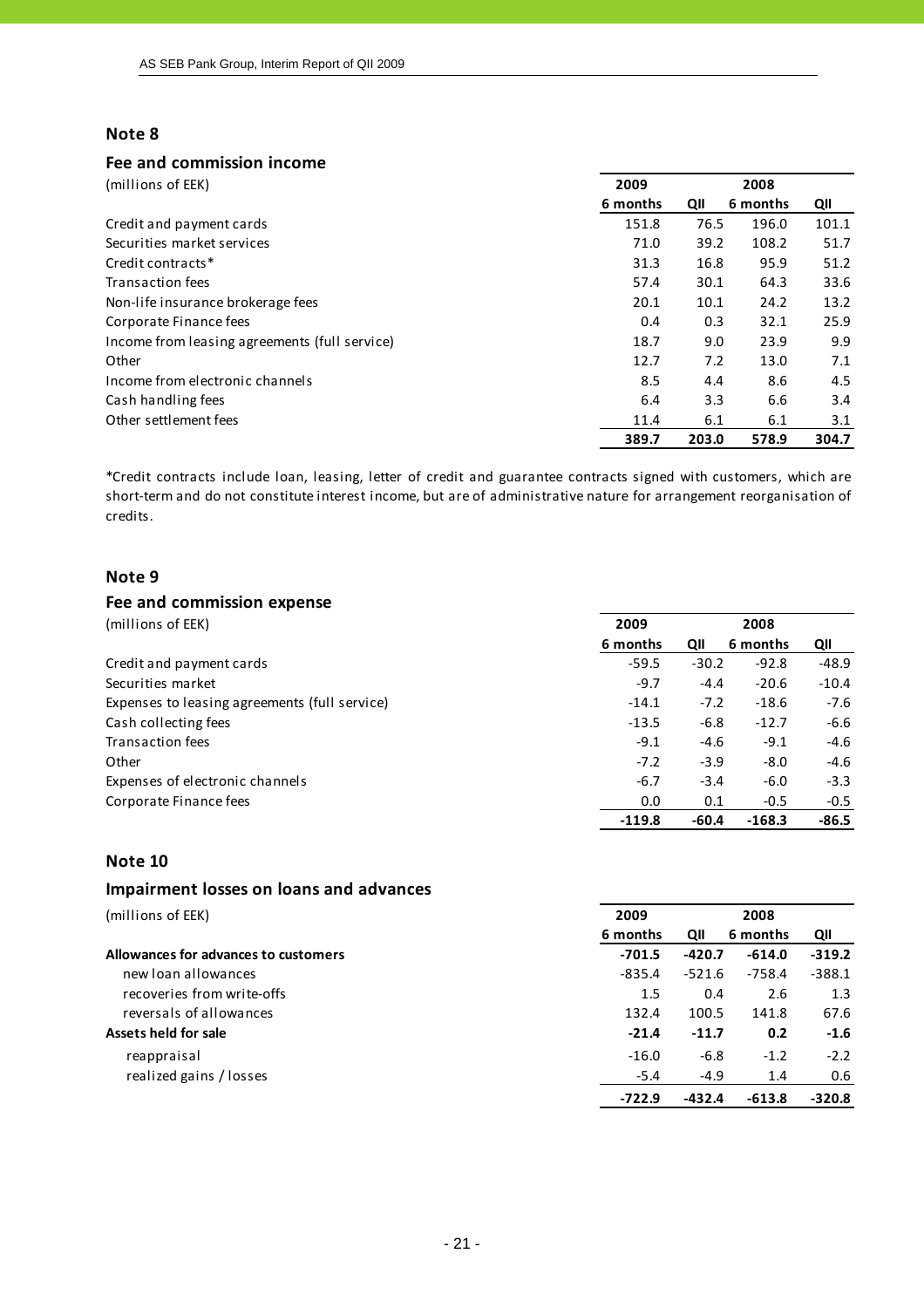## Note 8

### Fee and commission income

| (millions of EEK) | 2009 | | 2008 | |
|---|---|---|---|---|
| | 6 months | QII | 6 months | QII |
| Credit and payment cards | 151.8 | 76.5 | 196.0 | 101.1 |
| Securities market services | 71.0 | 39.2 | 108.2 | 51.7 |
| Credit contracts* | 31.3 | 16.8 | 95.9 | 51.2 |
| Transaction fees | 57.4 | 30.1 | 64.3 | 33.6 |
| Non-life insurance brokerage fees | 20.1 | 10.1 | 24.2 | 13.2 |
| Corporate Finance fees | 0.4 | 0.3 | 32.1 | 25.9 |
| Income from leasing agreements (full service) | 18.7 | 9.0 | 23.9 | 9.9 |
| Other | 12.7 | 7.2 | 13.0 | 7.1 |
| Income from electronic channels | 8.5 | 4.4 | 8.6 | 4.5 |
| Cash handling fees | 6.4 | 3.3 | 6.6 | 3.4 |
| Other settlement fees | 11.4 | 6.1 | 6.1 | 3.1 |
| | **389.7** | **203.0** | **578.9** | **304.7** |

*Credit contracts include loan, leasing, letter of credit and guarantee contracts signed with customers, which are short-term and do not constitute interest income, but are of administrative nature for arrangement reorganisation of credits.

## Note 9

### Fee and commission expense

| (millions of EEK) | 2009 | | 2008 | |
|---|---|---|---|---|
| | 6 months | QII | 6 months | QII |
| Credit and payment cards | -59.5 | -30.2 | -92.8 | -48.9 |
| Securities market | -9.7 | -4.4 | -20.6 | -10.4 |
| Expenses to leasing agreements (full service) | -14.1 | -7.2 | -18.6 | -7.6 |
| Cash collecting fees | -13.5 | -6.8 | -12.7 | -6.6 |
| Transaction fees | -9.1 | -4.6 | -9.1 | -4.6 |
| Other | -7.2 | -3.9 | -8.0 | -4.6 |
| Expenses of electronic channels | -6.7 | -3.4 | -6.0 | -3.3 |
| Corporate Finance fees | 0.0 | 0.1 | -0.5 | -0.5 |
| | **-119.8** | **-60.4** | **-168.3** | **-86.5** |

## Note 10

### Impairment losses on loans and advances

| (millions of EEK) | 2009 | | 2008 | |
|---|---|---|---|---|
| | 6 months | QII | 6 months | QII |
| **Allowances for advances to customers** | **-701.5** | **-420.7** | **-614.0** | **-319.2** |
| new loan allowances | -835.4 | -521.6 | -758.4 | -388.1 |
| recoveries from write-offs | 1.5 | 0.4 | 2.6 | 1.3 |
| reversals of allowances | 132.4 | 100.5 | 141.8 | 67.6 |
| **Assets held for sale** | **-21.4** | **-11.7** | **0.2** | **-1.6** |
| reappraisal | -16.0 | -6.8 | -1.2 | -2.2 |
| realized gains / losses | -5.4 | -4.9 | 1.4 | 0.6 |
| | **-722.9** | **-432.4** | **-613.8** | **-320.8** |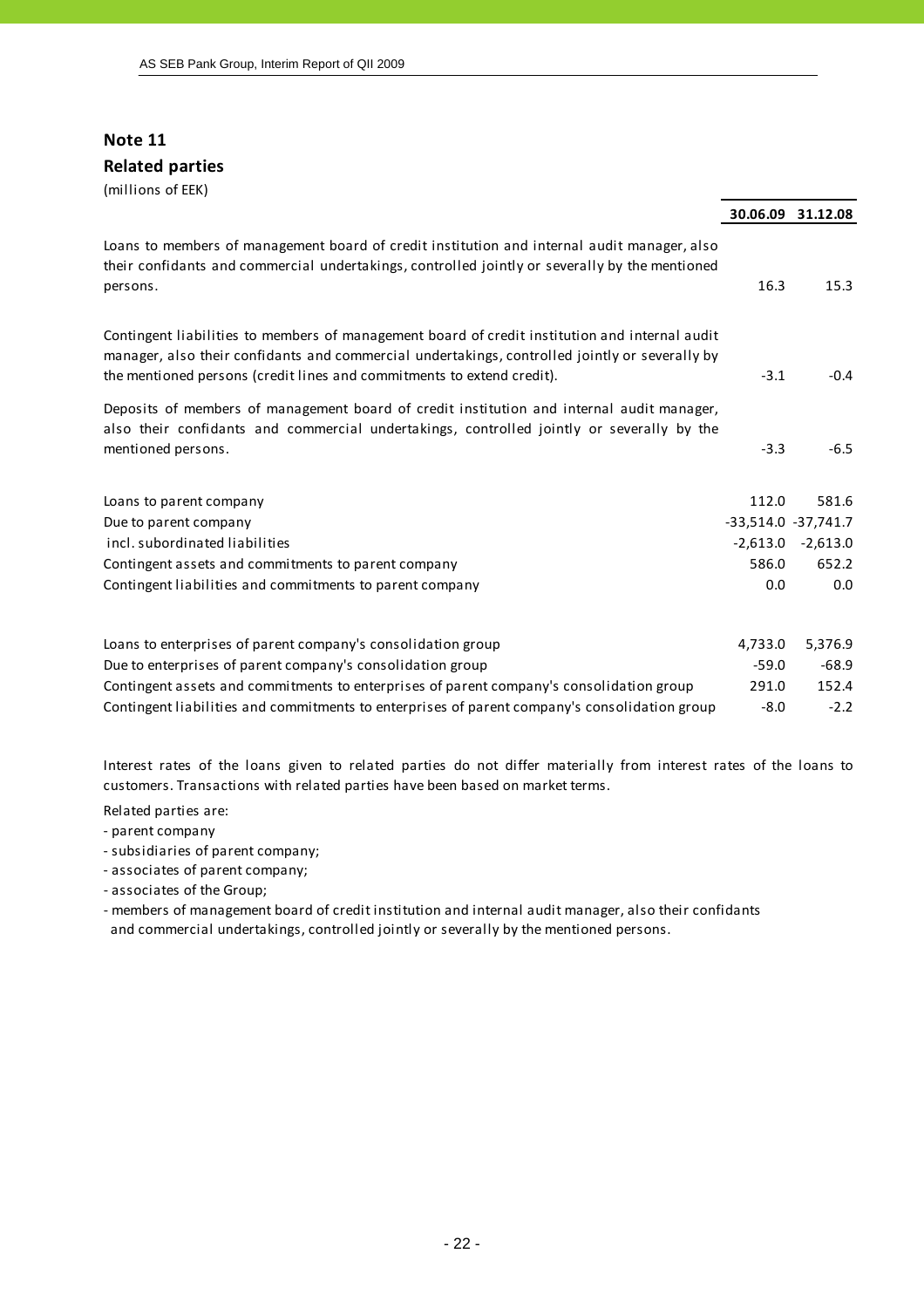## Note 11

## Related parties

(millions of EEK)

| | 30.06.09 | 31.12.08 |
|---|---|---|
| Loans to members of management board of credit institution and internal audit manager, also their confidants and commercial undertakings, controlled jointly or severally by the mentioned persons. | 16.3 | 15.3 |
| Contingent liabilities to members of management board of credit institution and internal audit manager, also their confidants and commercial undertakings, controlled jointly or severally by the mentioned persons (credit lines and commitments to extend credit). | -3.1 | -0.4 |
| Deposits of members of management board of credit institution and internal audit manager, also their confidants and commercial undertakings, controlled jointly or severally by the mentioned persons. | -3.3 | -6.5 |
| Loans to parent company | 112.0 | 581.6 |
| Due to parent company | -33,514.0 | -37,741.7 |
| incl. subordinated liabilities | -2,613.0 | -2,613.0 |
| Contingent assets and commitments to parent company | 586.0 | 652.2 |
| Contingent liabilities and commitments to parent company | 0.0 | 0.0 |
| Loans to enterprises of parent company's consolidation group | 4,733.0 | 5,376.9 |
| Due to enterprises of parent company's consolidation group | -59.0 | -68.9 |
| Contingent assets and commitments to enterprises of parent company's consolidation group | 291.0 | 152.4 |
| Contingent liabilities and commitments to enterprises of parent company's consolidation group | -8.0 | -2.2 |

Interest rates of the loans given to related parties do not differ materially from interest rates of the loans to customers. Transactions with related parties have been based on market terms.

Related parties are:

- parent company
- subsidiaries of parent company;
- associates of parent company;
- associates of the Group;
- members of management board of credit institution and internal audit manager, also their confidants and commercial undertakings, controlled jointly or severally by the mentioned persons.